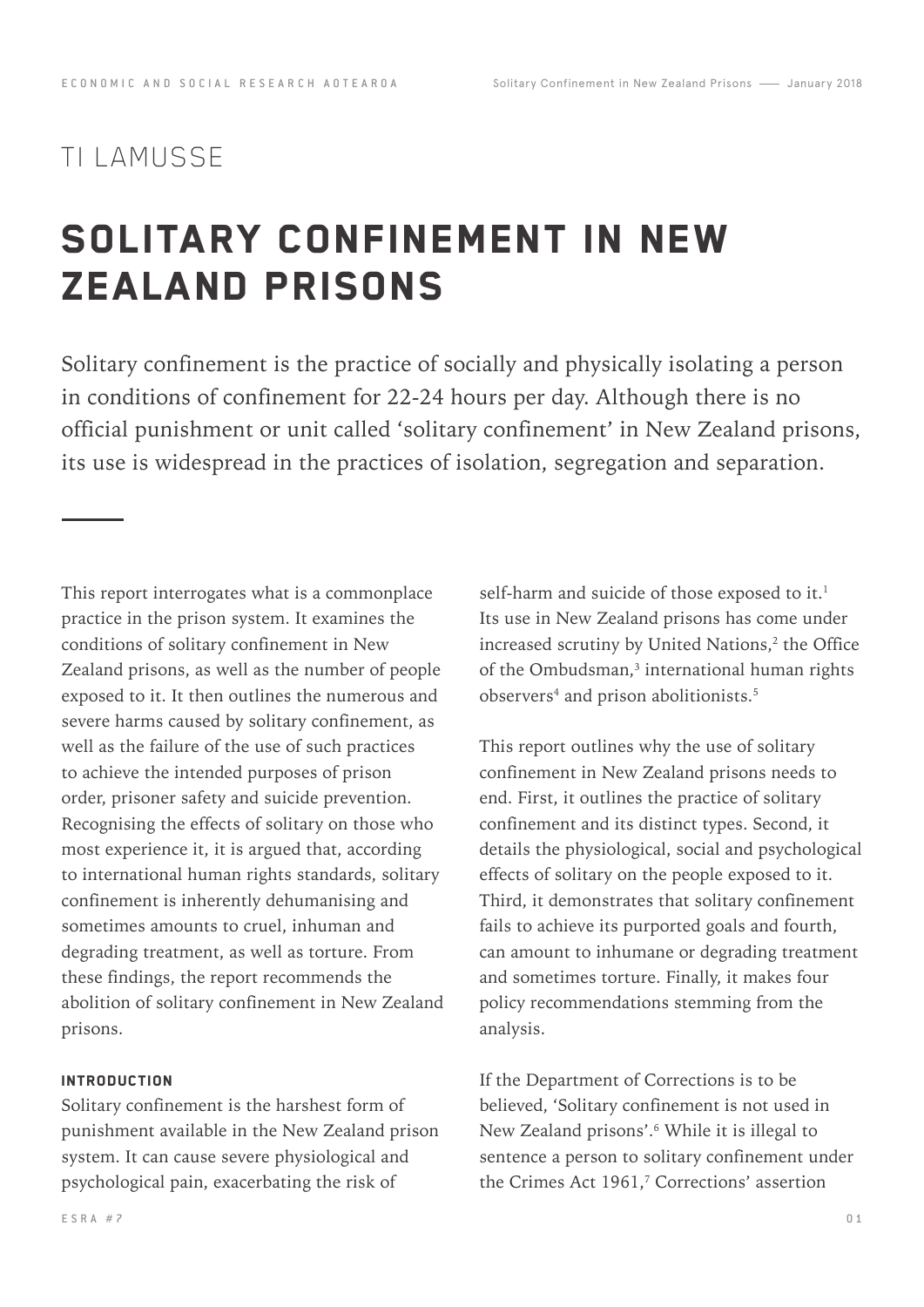TI LAMUSSE

# SOLITARY CONFINEMENT IN NEW ZEALAND PRISONS

Solitary confinement is the practice of socially and physically isolating a person in conditions of confinement for 22-24 hours per day. Although there is no official punishment or unit called 'solitary confinement' in New Zealand prisons, its use is widespread in the practices of isolation, segregation and separation.

This report interrogates what is a commonplace practice in the prison system. It examines the conditions of solitary confinement in New Zealand prisons, as well as the number of people exposed to it. It then outlines the numerous and severe harms caused by solitary confinement, as well as the failure of the use of such practices to achieve the intended purposes of prison order, prisoner safety and suicide prevention. Recognising the effects of solitary on those who most experience it, it is argued that, according to international human rights standards, solitary confinement is inherently dehumanising and sometimes amounts to cruel, inhuman and degrading treatment, as well as torture. From these findings, the report recommends the abolition of solitary confinement in New Zealand prisons.

#### INTRODUCTION

Solitary confinement is the harshest form of punishment available in the New Zealand prison system. It can cause severe physiological and psychological pain, exacerbating the risk of self-harm and suicide of those exposed to it.[1] Its use in New Zealand prisons has come under increased scrutiny by United Nations,[2] the Office of the Ombudsman,[3] international human rights observers[4] and prison abolitionists.[5]

This report outlines why the use of solitary confinement in New Zealand prisons needs to end. First, it outlines the practice of solitary confinement and its distinct types. Second, it details the physiological, social and psychological effects of solitary on the people exposed to it. Third, it demonstrates that solitary confinement fails to achieve its purported goals and fourth, can amount to inhumane or degrading treatment and sometimes torture. Finally, it makes four policy recommendations stemming from the analysis.

If the Department of Corrections is to be believed, 'Solitary confinement is not used in New Zealand prisons'.[6] While it is illegal to sentence a person to solitary confinement under the Crimes Act 1961,[7] Corrections' assertion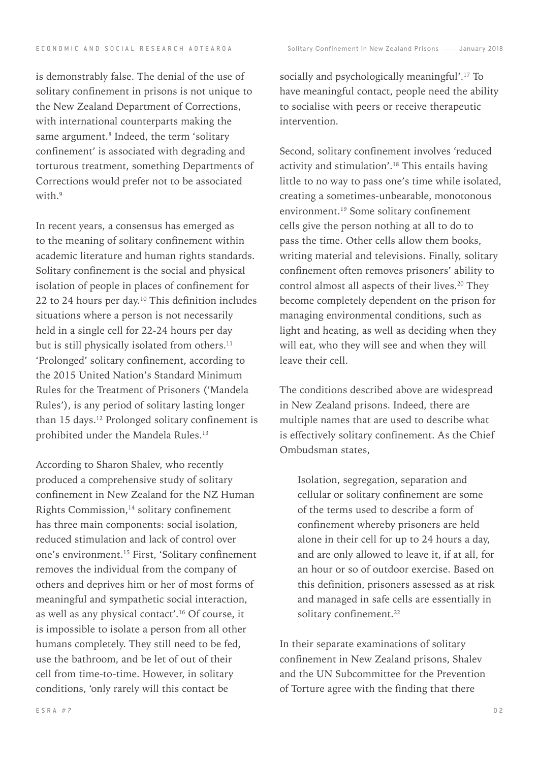is demonstrably false. The denial of the use of solitary confinement in prisons is not unique to the New Zealand Department of Corrections, with international counterparts making the same argument.[8] Indeed, the term 'solitary confinement' is associated with degrading and torturous treatment, something Departments of Corrections would prefer not to be associated with.[9]

In recent years, a consensus has emerged as to the meaning of solitary confinement within academic literature and human rights standards. Solitary confinement is the social and physical isolation of people in places of confinement for 22 to 24 hours per day.[10] This definition includes situations where a person is not necessarily held in a single cell for 22-24 hours per day but is still physically isolated from others.[11] 'Prolonged' solitary confinement, according to the 2015 United Nation's Standard Minimum Rules for the Treatment of Prisoners ('Mandela Rules'), is any period of solitary lasting longer than 15 days.[12] Prolonged solitary confinement is prohibited under the Mandela Rules.[13]

According to Sharon Shalev, who recently produced a comprehensive study of solitary confinement in New Zealand for the NZ Human Rights Commission,[14] solitary confinement has three main components: social isolation, reduced stimulation and lack of control over one's environment.[15] First, 'Solitary confinement removes the individual from the company of others and deprives him or her of most forms of meaningful and sympathetic social interaction, as well as any physical contact'.[16] Of course, it is impossible to isolate a person from all other humans completely. They still need to be fed, use the bathroom, and be let of out of their cell from time-to-time. However, in solitary conditions, 'only rarely will this contact be socially and psychologically meaningful'.[17] To have meaningful contact, people need the ability to socialise with peers or receive therapeutic intervention.

Second, solitary confinement involves 'reduced activity and stimulation'.[18] This entails having little to no way to pass one's time while isolated, creating a sometimes-unbearable, monotonous environment.[19] Some solitary confinement cells give the person nothing at all to do to pass the time. Other cells allow them books, writing material and televisions. Finally, solitary confinement often removes prisoners' ability to control almost all aspects of their lives.[20] They become completely dependent on the prison for managing environmental conditions, such as light and heating, as well as deciding when they will eat, who they will see and when they will leave their cell.

The conditions described above are widespread in New Zealand prisons. Indeed, there are multiple names that are used to describe what is effectively solitary confinement. As the Chief Ombudsman states,

> Isolation, segregation, separation and cellular or solitary confinement are some of the terms used to describe a form of confinement whereby prisoners are held alone in their cell for up to 24 hours a day, and are only allowed to leave it, if at all, for an hour or so of outdoor exercise. Based on this definition, prisoners assessed as at risk and managed in safe cells are essentially in solitary confinement.[22]

In their separate examinations of solitary confinement in New Zealand prisons, Shalev and the UN Subcommittee for the Prevention of Torture agree with the finding that there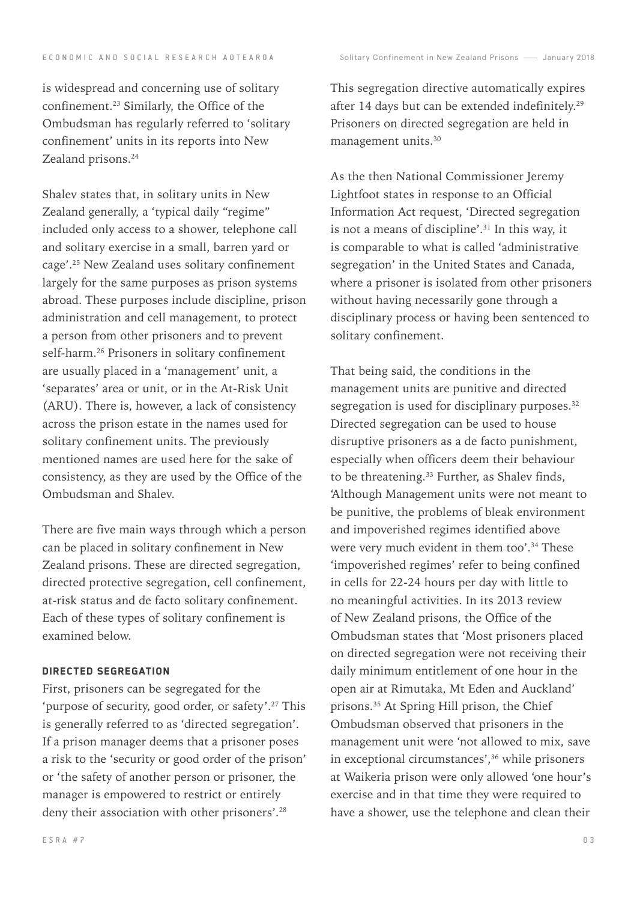is widespread and concerning use of solitary confinement.[23] Similarly, the Office of the Ombudsman has regularly referred to 'solitary confinement' units in its reports into New Zealand prisons.[24]

Shalev states that, in solitary units in New Zealand generally, a 'typical daily "regime" included only access to a shower, telephone call and solitary exercise in a small, barren yard or cage'.[25] New Zealand uses solitary confinement largely for the same purposes as prison systems abroad. These purposes include discipline, prison administration and cell management, to protect a person from other prisoners and to prevent self-harm.[26] Prisoners in solitary confinement are usually placed in a 'management' unit, a 'separates' area or unit, or in the At-Risk Unit (ARU). There is, however, a lack of consistency across the prison estate in the names used for solitary confinement units. The previously mentioned names are used here for the sake of consistency, as they are used by the Office of the Ombudsman and Shalev.

There are five main ways through which a person can be placed in solitary confinement in New Zealand prisons. These are directed segregation, directed protective segregation, cell confinement, at-risk status and de facto solitary confinement. Each of these types of solitary confinement is examined below.

### DIRECTED SEGREGATION

First, prisoners can be segregated for the 'purpose of security, good order, or safety'.[27] This is generally referred to as 'directed segregation'. If a prison manager deems that a prisoner poses a risk to the 'security or good order of the prison' or 'the safety of another person or prisoner, the manager is empowered to restrict or entirely deny their association with other prisoners'.[28] This segregation directive automatically expires after 14 days but can be extended indefinitely.[29] Prisoners on directed segregation are held in management units.[30]

As the then National Commissioner Jeremy Lightfoot states in response to an Official Information Act request, 'Directed segregation is not a means of discipline'.[31] In this way, it is comparable to what is called 'administrative segregation' in the United States and Canada, where a prisoner is isolated from other prisoners without having necessarily gone through a disciplinary process or having been sentenced to solitary confinement.

That being said, the conditions in the management units are punitive and directed segregation is used for disciplinary purposes.[32] Directed segregation can be used to house disruptive prisoners as a de facto punishment, especially when officers deem their behaviour to be threatening.[33] Further, as Shalev finds, 'Although Management units were not meant to be punitive, the problems of bleak environment and impoverished regimes identified above were very much evident in them too'.[34] These 'impoverished regimes' refer to being confined in cells for 22-24 hours per day with little to no meaningful activities. In its 2013 review of New Zealand prisons, the Office of the Ombudsman states that 'Most prisoners placed on directed segregation were not receiving their daily minimum entitlement of one hour in the open air at Rimutaka, Mt Eden and Auckland' prisons.[35] At Spring Hill prison, the Chief Ombudsman observed that prisoners in the management unit were 'not allowed to mix, save in exceptional circumstances',[36] while prisoners at Waikeria prison were only allowed 'one hour's exercise and in that time they were required to have a shower, use the telephone and clean their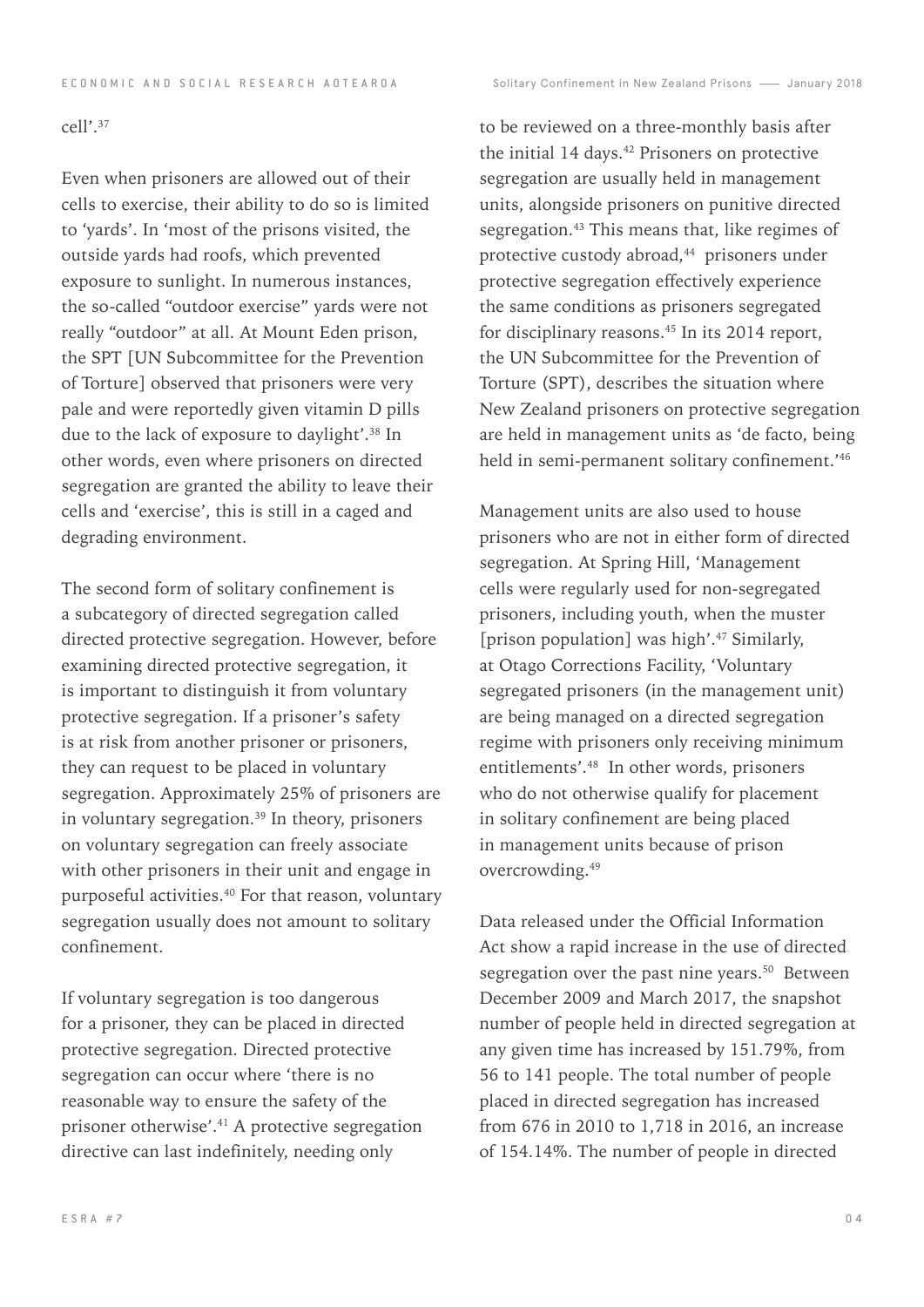cell'.[37]

Even when prisoners are allowed out of their cells to exercise, their ability to do so is limited to 'yards'. In 'most of the prisons visited, the outside yards had roofs, which prevented exposure to sunlight. In numerous instances, the so-called "outdoor exercise" yards were not really "outdoor" at all. At Mount Eden prison, the SPT [UN Subcommittee for the Prevention of Torture] observed that prisoners were very pale and were reportedly given vitamin D pills due to the lack of exposure to daylight'.[38] In other words, even where prisoners on directed segregation are granted the ability to leave their cells and 'exercise', this is still in a caged and degrading environment.

The second form of solitary confinement is a subcategory of directed segregation called directed protective segregation. However, before examining directed protective segregation, it is important to distinguish it from voluntary protective segregation. If a prisoner's safety is at risk from another prisoner or prisoners, they can request to be placed in voluntary segregation. Approximately 25% of prisoners are in voluntary segregation.[39] In theory, prisoners on voluntary segregation can freely associate with other prisoners in their unit and engage in purposeful activities.[40] For that reason, voluntary segregation usually does not amount to solitary confinement.

If voluntary segregation is too dangerous for a prisoner, they can be placed in directed protective segregation. Directed protective segregation can occur where 'there is no reasonable way to ensure the safety of the prisoner otherwise'.[41] A protective segregation directive can last indefinitely, needing only to be reviewed on a three-monthly basis after the initial 14 days.[42] Prisoners on protective segregation are usually held in management units, alongside prisoners on punitive directed segregation.[43] This means that, like regimes of protective custody abroad,[44] prisoners under protective segregation effectively experience the same conditions as prisoners segregated for disciplinary reasons.[45] In its 2014 report, the UN Subcommittee for the Prevention of Torture (SPT), describes the situation where New Zealand prisoners on protective segregation are held in management units as 'de facto, being held in semi-permanent solitary confinement.'[46]

Management units are also used to house prisoners who are not in either form of directed segregation. At Spring Hill, 'Management cells were regularly used for non-segregated prisoners, including youth, when the muster [prison population] was high'.[47] Similarly, at Otago Corrections Facility, 'Voluntary segregated prisoners (in the management unit) are being managed on a directed segregation regime with prisoners only receiving minimum entitlements'.[48] In other words, prisoners who do not otherwise qualify for placement in solitary confinement are being placed in management units because of prison overcrowding.[49]

Data released under the Official Information Act show a rapid increase in the use of directed segregation over the past nine years.[50] Between December 2009 and March 2017, the snapshot number of people held in directed segregation at any given time has increased by 151.79%, from 56 to 141 people. The total number of people placed in directed segregation has increased from 676 in 2010 to 1,718 in 2016, an increase of 154.14%. The number of people in directed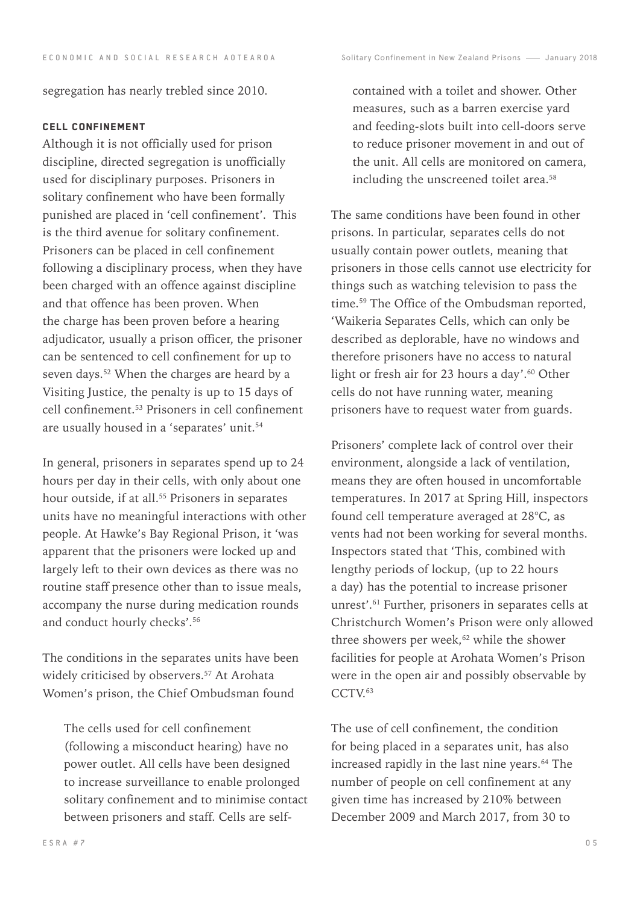segregation has nearly trebled since 2010.

#### CELL CONFINEMENT

Although it is not officially used for prison discipline, directed segregation is unofficially used for disciplinary purposes. Prisoners in solitary confinement who have been formally punished are placed in 'cell confinement'. This is the third avenue for solitary confinement. Prisoners can be placed in cell confinement following a disciplinary process, when they have been charged with an offence against discipline and that offence has been proven. When the charge has been proven before a hearing adjudicator, usually a prison officer, the prisoner can be sentenced to cell confinement for up to seven days.[52] When the charges are heard by a Visiting Justice, the penalty is up to 15 days of cell confinement.[53] Prisoners in cell confinement are usually housed in a 'separates' unit.[54]

In general, prisoners in separates spend up to 24 hours per day in their cells, with only about one hour outside, if at all.[55] Prisoners in separates units have no meaningful interactions with other people. At Hawke's Bay Regional Prison, it 'was apparent that the prisoners were locked up and largely left to their own devices as there was no routine staff presence other than to issue meals, accompany the nurse during medication rounds and conduct hourly checks'.[56]

The conditions in the separates units have been widely criticised by observers.[57] At Arohata Women's prison, the Chief Ombudsman found

> The cells used for cell confinement (following a misconduct hearing) have no power outlet. All cells have been designed to increase surveillance to enable prolonged solitary confinement and to minimise contact between prisoners and staff. Cells are self-contained with a toilet and shower. Other measures, such as a barren exercise yard and feeding-slots built into cell-doors serve to reduce prisoner movement in and out of the unit. All cells are monitored on camera, including the unscreened toilet area.[58]

The same conditions have been found in other prisons. In particular, separates cells do not usually contain power outlets, meaning that prisoners in those cells cannot use electricity for things such as watching television to pass the time.[59] The Office of the Ombudsman reported, 'Waikeria Separates Cells, which can only be described as deplorable, have no windows and therefore prisoners have no access to natural light or fresh air for 23 hours a day'.[60] Other cells do not have running water, meaning prisoners have to request water from guards.

Prisoners' complete lack of control over their environment, alongside a lack of ventilation, means they are often housed in uncomfortable temperatures. In 2017 at Spring Hill, inspectors found cell temperature averaged at 28°C, as vents had not been working for several months. Inspectors stated that 'This, combined with lengthy periods of lockup, (up to 22 hours a day) has the potential to increase prisoner unrest'.[61] Further, prisoners in separates cells at Christchurch Women's Prison were only allowed three showers per week,[62] while the shower facilities for people at Arohata Women's Prison were in the open air and possibly observable by CCTV.[63]

The use of cell confinement, the condition for being placed in a separates unit, has also increased rapidly in the last nine years.[64] The number of people on cell confinement at any given time has increased by 210% between December 2009 and March 2017, from 30 to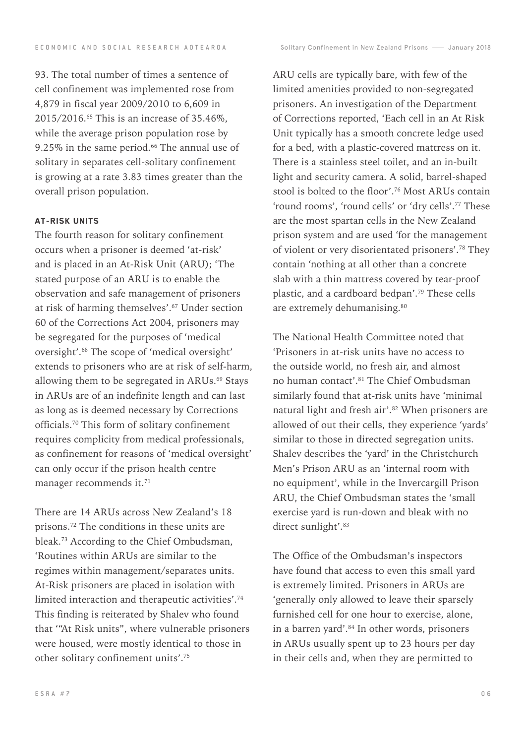93. The total number of times a sentence of cell confinement was implemented rose from 4,879 in fiscal year 2009/2010 to 6,609 in 2015/2016.[65] This is an increase of 35.46%, while the average prison population rose by 9.25% in the same period.[66] The annual use of solitary in separates cell-solitary confinement is growing at a rate 3.83 times greater than the overall prison population.

#### AT-RISK UNITS

The fourth reason for solitary confinement occurs when a prisoner is deemed 'at-risk' and is placed in an At-Risk Unit (ARU); 'The stated purpose of an ARU is to enable the observation and safe management of prisoners at risk of harming themselves'.[67] Under section 60 of the Corrections Act 2004, prisoners may be segregated for the purposes of 'medical oversight'.[68] The scope of 'medical oversight' extends to prisoners who are at risk of self-harm, allowing them to be segregated in ARUs.[69] Stays in ARUs are of an indefinite length and can last as long as is deemed necessary by Corrections officials.[70] This form of solitary confinement requires complicity from medical professionals, as confinement for reasons of 'medical oversight' can only occur if the prison health centre manager recommends it.[71]

There are 14 ARUs across New Zealand's 18 prisons.[72] The conditions in these units are bleak.[73] According to the Chief Ombudsman, 'Routines within ARUs are similar to the regimes within management/separates units. At-Risk prisoners are placed in isolation with limited interaction and therapeutic activities'.[74] This finding is reiterated by Shalev who found that '"At Risk units", where vulnerable prisoners were housed, were mostly identical to those in other solitary confinement units'.[75]

ARU cells are typically bare, with few of the limited amenities provided to non-segregated prisoners. An investigation of the Department of Corrections reported, 'Each cell in an At Risk Unit typically has a smooth concrete ledge used for a bed, with a plastic-covered mattress on it. There is a stainless steel toilet, and an in-built light and security camera. A solid, barrel-shaped stool is bolted to the floor'.[76] Most ARUs contain 'round rooms', 'round cells' or 'dry cells'.[77] These are the most spartan cells in the New Zealand prison system and are used 'for the management of violent or very disorientated prisoners'.[78] They contain 'nothing at all other than a concrete slab with a thin mattress covered by tear-proof plastic, and a cardboard bedpan'.[79] These cells are extremely dehumanising.[80]

The National Health Committee noted that 'Prisoners in at-risk units have no access to the outside world, no fresh air, and almost no human contact'.[81] The Chief Ombudsman similarly found that at-risk units have 'minimal natural light and fresh air'.[82] When prisoners are allowed of out their cells, they experience 'yards' similar to those in directed segregation units. Shalev describes the 'yard' in the Christchurch Men's Prison ARU as an 'internal room with no equipment', while in the Invercargill Prison ARU, the Chief Ombudsman states the 'small exercise yard is run-down and bleak with no direct sunlight'.[83]

The Office of the Ombudsman's inspectors have found that access to even this small yard is extremely limited. Prisoners in ARUs are 'generally only allowed to leave their sparsely furnished cell for one hour to exercise, alone, in a barren yard'.[84] In other words, prisoners in ARUs usually spent up to 23 hours per day in their cells and, when they are permitted to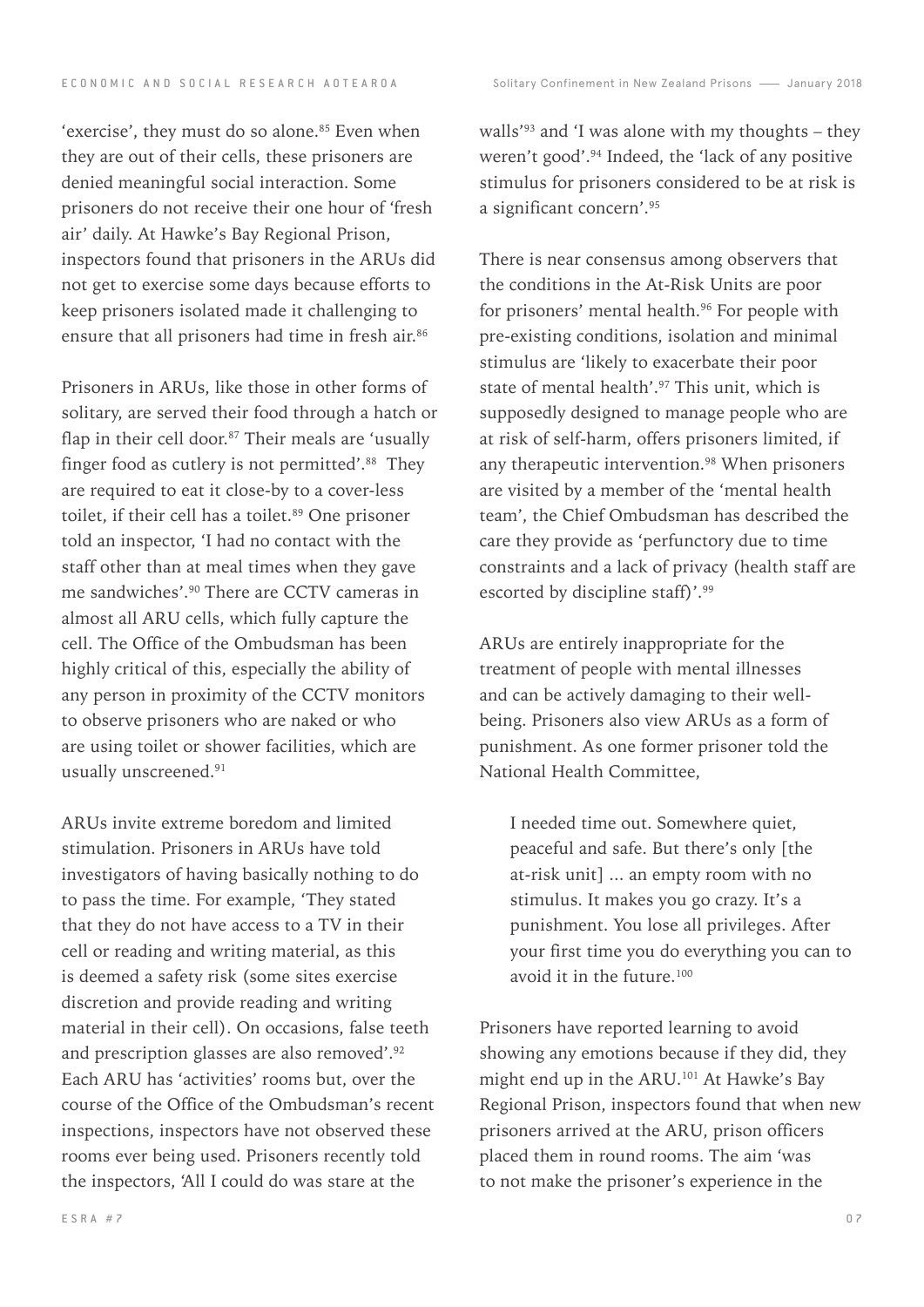'exercise', they must do so alone.[85] Even when they are out of their cells, these prisoners are denied meaningful social interaction. Some prisoners do not receive their one hour of 'fresh air' daily. At Hawke's Bay Regional Prison, inspectors found that prisoners in the ARUs did not get to exercise some days because efforts to keep prisoners isolated made it challenging to ensure that all prisoners had time in fresh air.[86]

Prisoners in ARUs, like those in other forms of solitary, are served their food through a hatch or flap in their cell door.[87] Their meals are 'usually finger food as cutlery is not permitted'.[88] They are required to eat it close-by to a cover-less toilet, if their cell has a toilet.[89] One prisoner told an inspector, 'I had no contact with the staff other than at meal times when they gave me sandwiches'.[90] There are CCTV cameras in almost all ARU cells, which fully capture the cell. The Office of the Ombudsman has been highly critical of this, especially the ability of any person in proximity of the CCTV monitors to observe prisoners who are naked or who are using toilet or shower facilities, which are usually unscreened.[91]

ARUs invite extreme boredom and limited stimulation. Prisoners in ARUs have told investigators of having basically nothing to do to pass the time. For example, 'They stated that they do not have access to a TV in their cell or reading and writing material, as this is deemed a safety risk (some sites exercise discretion and provide reading and writing material in their cell). On occasions, false teeth and prescription glasses are also removed'.[92] Each ARU has 'activities' rooms but, over the course of the Office of the Ombudsman's recent inspections, inspectors have not observed these rooms ever being used. Prisoners recently told the inspectors, 'All I could do was stare at the walls'[93] and 'I was alone with my thoughts – they weren't good'.[94] Indeed, the 'lack of any positive stimulus for prisoners considered to be at risk is a significant concern'.[95]

There is near consensus among observers that the conditions in the At-Risk Units are poor for prisoners' mental health.[96] For people with pre-existing conditions, isolation and minimal stimulus are 'likely to exacerbate their poor state of mental health'.[97] This unit, which is supposedly designed to manage people who are at risk of self-harm, offers prisoners limited, if any therapeutic intervention.[98] When prisoners are visited by a member of the 'mental health team', the Chief Ombudsman has described the care they provide as 'perfunctory due to time constraints and a lack of privacy (health staff are escorted by discipline staff)'.[99]

ARUs are entirely inappropriate for the treatment of people with mental illnesses and can be actively damaging to their well-being. Prisoners also view ARUs as a form of punishment. As one former prisoner told the National Health Committee,

> I needed time out. Somewhere quiet, peaceful and safe. But there's only [the at-risk unit] ... an empty room with no stimulus. It makes you go crazy. It's a punishment. You lose all privileges. After your first time you do everything you can to avoid it in the future.[100]

Prisoners have reported learning to avoid showing any emotions because if they did, they might end up in the ARU.[101] At Hawke's Bay Regional Prison, inspectors found that when new prisoners arrived at the ARU, prison officers placed them in round rooms. The aim 'was to not make the prisoner's experience in the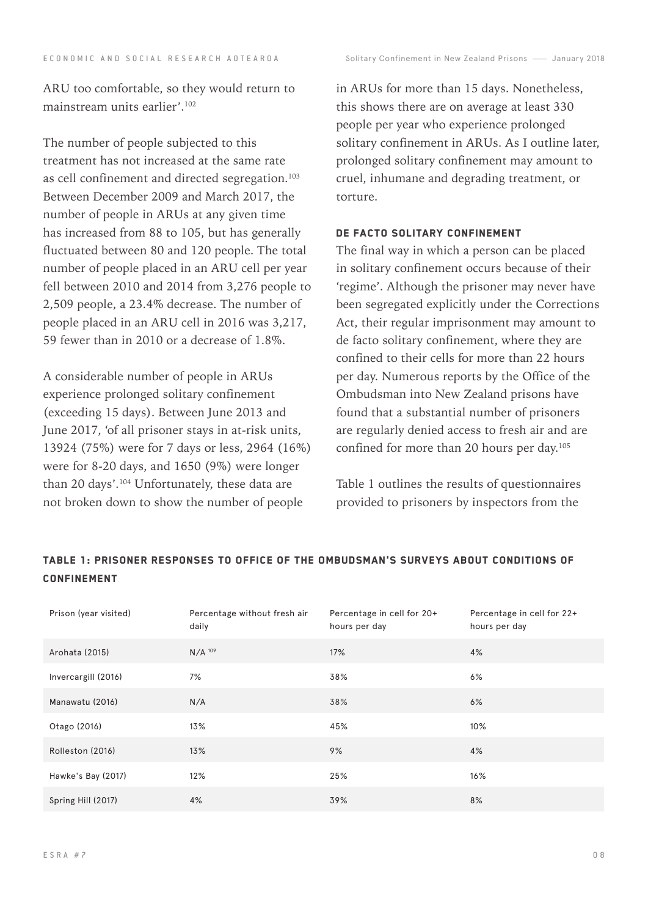ARU too comfortable, so they would return to mainstream units earlier'.[102]

The number of people subjected to this treatment has not increased at the same rate as cell confinement and directed segregation.[103] Between December 2009 and March 2017, the number of people in ARUs at any given time has increased from 88 to 105, but has generally fluctuated between 80 and 120 people. The total number of people placed in an ARU cell per year fell between 2010 and 2014 from 3,276 people to 2,509 people, a 23.4% decrease. The number of people placed in an ARU cell in 2016 was 3,217, 59 fewer than in 2010 or a decrease of 1.8%.

A considerable number of people in ARUs experience prolonged solitary confinement (exceeding 15 days). Between June 2013 and June 2017, 'of all prisoner stays in at-risk units, 13924 (75%) were for 7 days or less, 2964 (16%) were for 8-20 days, and 1650 (9%) were longer than 20 days'.[104] Unfortunately, these data are not broken down to show the number of people in ARUs for more than 15 days. Nonetheless, this shows there are on average at least 330 people per year who experience prolonged solitary confinement in ARUs. As I outline later, prolonged solitary confinement may amount to cruel, inhumane and degrading treatment, or torture.

### DE FACTO SOLITARY CONFINEMENT

The final way in which a person can be placed in solitary confinement occurs because of their 'regime'. Although the prisoner may never have been segregated explicitly under the Corrections Act, their regular imprisonment may amount to de facto solitary confinement, where they are confined to their cells for more than 22 hours per day. Numerous reports by the Office of the Ombudsman into New Zealand prisons have found that a substantial number of prisoners are regularly denied access to fresh air and are confined for more than 20 hours per day.[105]

Table 1 outlines the results of questionnaires provided to prisoners by inspectors from the

**TABLE 1: PRISONER RESPONSES TO OFFICE OF THE OMBUDSMAN'S SURVEYS ABOUT CONDITIONS OF CONFINEMENT**

| Prison (year visited) | Percentage without fresh air daily | Percentage in cell for 20+ hours per day | Percentage in cell for 22+ hours per day |
|---|---|---|---|
| Arohata (2015) | N/A [109] | 17% | 4% |
| Invercargill (2016) | 7% | 38% | 6% |
| Manawatu (2016) | N/A | 38% | 6% |
| Otago (2016) | 13% | 45% | 10% |
| Rolleston (2016) | 13% | 9% | 4% |
| Hawke's Bay (2017) | 12% | 25% | 16% |
| Spring Hill (2017) | 4% | 39% | 8% |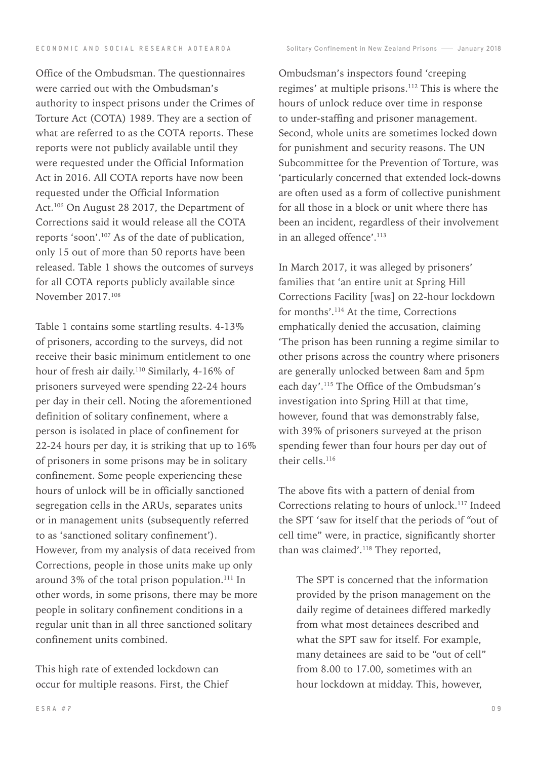Office of the Ombudsman. The questionnaires were carried out with the Ombudsman's authority to inspect prisons under the Crimes of Torture Act (COTA) 1989. They are a section of what are referred to as the COTA reports. These reports were not publicly available until they were requested under the Official Information Act in 2016. All COTA reports have now been requested under the Official Information Act.[106] On August 28 2017, the Department of Corrections said it would release all the COTA reports 'soon'.[107] As of the date of publication, only 15 out of more than 50 reports have been released. Table 1 shows the outcomes of surveys for all COTA reports publicly available since November 2017.[108]

Table 1 contains some startling results. 4-13% of prisoners, according to the surveys, did not receive their basic minimum entitlement to one hour of fresh air daily.[110] Similarly, 4-16% of prisoners surveyed were spending 22-24 hours per day in their cell. Noting the aforementioned definition of solitary confinement, where a person is isolated in place of confinement for 22-24 hours per day, it is striking that up to 16% of prisoners in some prisons may be in solitary confinement. Some people experiencing these hours of unlock will be in officially sanctioned segregation cells in the ARUs, separates units or in management units (subsequently referred to as 'sanctioned solitary confinement'). However, from my analysis of data received from Corrections, people in those units make up only around 3% of the total prison population.[111] In other words, in some prisons, there may be more people in solitary confinement conditions in a regular unit than in all three sanctioned solitary confinement units combined.

This high rate of extended lockdown can occur for multiple reasons. First, the Chief Ombudsman's inspectors found 'creeping regimes' at multiple prisons.[112] This is where the hours of unlock reduce over time in response to under-staffing and prisoner management. Second, whole units are sometimes locked down for punishment and security reasons. The UN Subcommittee for the Prevention of Torture, was 'particularly concerned that extended lock-downs are often used as a form of collective punishment for all those in a block or unit where there has been an incident, regardless of their involvement in an alleged offence'.[113]

In March 2017, it was alleged by prisoners' families that 'an entire unit at Spring Hill Corrections Facility [was] on 22-hour lockdown for months'.[114] At the time, Corrections emphatically denied the accusation, claiming 'The prison has been running a regime similar to other prisons across the country where prisoners are generally unlocked between 8am and 5pm each day'.[115] The Office of the Ombudsman's investigation into Spring Hill at that time, however, found that was demonstrably false, with 39% of prisoners surveyed at the prison spending fewer than four hours per day out of their cells.[116]

The above fits with a pattern of denial from Corrections relating to hours of unlock.[117] Indeed the SPT 'saw for itself that the periods of "out of cell time" were, in practice, significantly shorter than was claimed'.[118] They reported,

> The SPT is concerned that the information provided by the prison management on the daily regime of detainees differed markedly from what most detainees described and what the SPT saw for itself. For example, many detainees are said to be "out of cell" from 8.00 to 17.00, sometimes with an hour lockdown at midday. This, however,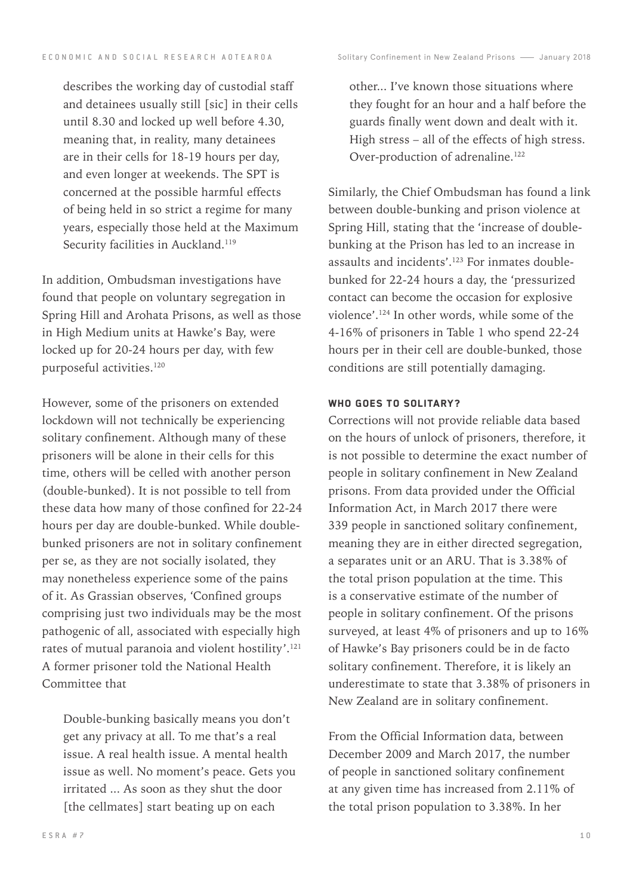> describes the working day of custodial staff and detainees usually still [sic] in their cells until 8.30 and locked up well before 4.30, meaning that, in reality, many detainees are in their cells for 18-19 hours per day, and even longer at weekends. The SPT is concerned at the possible harmful effects of being held in so strict a regime for many years, especially those held at the Maximum Security facilities in Auckland.[119]

In addition, Ombudsman investigations have found that people on voluntary segregation in Spring Hill and Arohata Prisons, as well as those in High Medium units at Hawke's Bay, were locked up for 20-24 hours per day, with few purposeful activities.[120]

However, some of the prisoners on extended lockdown will not technically be experiencing solitary confinement. Although many of these prisoners will be alone in their cells for this time, others will be celled with another person (double-bunked). It is not possible to tell from these data how many of those confined for 22-24 hours per day are double-bunked. While double-bunked prisoners are not in solitary confinement per se, as they are not socially isolated, they may nonetheless experience some of the pains of it. As Grassian observes, 'Confined groups comprising just two individuals may be the most pathogenic of all, associated with especially high rates of mutual paranoia and violent hostility'.[121] A former prisoner told the National Health Committee that

> Double-bunking basically means you don't get any privacy at all. To me that's a real issue. A real health issue. A mental health issue as well. No moment's peace. Gets you irritated ... As soon as they shut the door [the cellmates] start beating up on each other... I've known those situations where they fought for an hour and a half before the guards finally went down and dealt with it. High stress – all of the effects of high stress. Over-production of adrenaline.[122]

Similarly, the Chief Ombudsman has found a link between double-bunking and prison violence at Spring Hill, stating that the 'increase of double-bunking at the Prison has led to an increase in assaults and incidents'.[123] For inmates double-bunked for 22-24 hours a day, the 'pressurized contact can become the occasion for explosive violence'.[124] In other words, while some of the 4-16% of prisoners in Table 1 who spend 22-24 hours per in their cell are double-bunked, those conditions are still potentially damaging.

#### WHO GOES TO SOLITARY?

Corrections will not provide reliable data based on the hours of unlock of prisoners, therefore, it is not possible to determine the exact number of people in solitary confinement in New Zealand prisons. From data provided under the Official Information Act, in March 2017 there were 339 people in sanctioned solitary confinement, meaning they are in either directed segregation, a separates unit or an ARU. That is 3.38% of the total prison population at the time. This is a conservative estimate of the number of people in solitary confinement. Of the prisons surveyed, at least 4% of prisoners and up to 16% of Hawke's Bay prisoners could be in de facto solitary confinement. Therefore, it is likely an underestimate to state that 3.38% of prisoners in New Zealand are in solitary confinement.

From the Official Information data, between December 2009 and March 2017, the number of people in sanctioned solitary confinement at any given time has increased from 2.11% of the total prison population to 3.38%. In her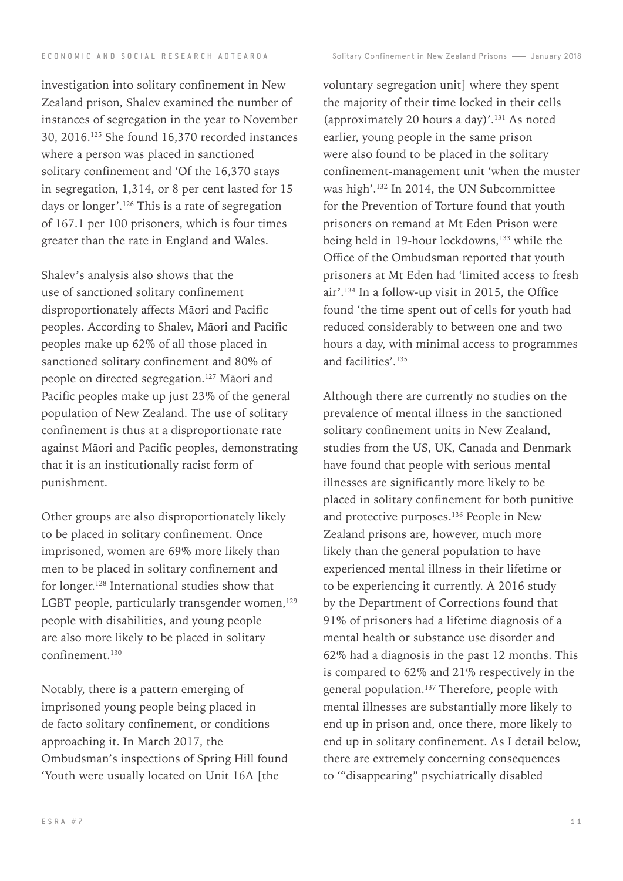investigation into solitary confinement in New Zealand prison, Shalev examined the number of instances of segregation in the year to November 30, 2016.[125] She found 16,370 recorded instances where a person was placed in sanctioned solitary confinement and 'Of the 16,370 stays in segregation, 1,314, or 8 per cent lasted for 15 days or longer'.[126] This is a rate of segregation of 167.1 per 100 prisoners, which is four times greater than the rate in England and Wales.

Shalev's analysis also shows that the use of sanctioned solitary confinement disproportionately affects Māori and Pacific peoples. According to Shalev, Māori and Pacific peoples make up 62% of all those placed in sanctioned solitary confinement and 80% of people on directed segregation.[127] Māori and Pacific peoples make up just 23% of the general population of New Zealand. The use of solitary confinement is thus at a disproportionate rate against Māori and Pacific peoples, demonstrating that it is an institutionally racist form of punishment.

Other groups are also disproportionately likely to be placed in solitary confinement. Once imprisoned, women are 69% more likely than men to be placed in solitary confinement and for longer.[128] International studies show that LGBT people, particularly transgender women,[129] people with disabilities, and young people are also more likely to be placed in solitary confinement.[130]

Notably, there is a pattern emerging of imprisoned young people being placed in de facto solitary confinement, or conditions approaching it. In March 2017, the Ombudsman's inspections of Spring Hill found 'Youth were usually located on Unit 16A [the voluntary segregation unit] where they spent the majority of their time locked in their cells (approximately 20 hours a day)'.[131] As noted earlier, young people in the same prison were also found to be placed in the solitary confinement-management unit 'when the muster was high'.[132] In 2014, the UN Subcommittee for the Prevention of Torture found that youth prisoners on remand at Mt Eden Prison were being held in 19-hour lockdowns,[133] while the Office of the Ombudsman reported that youth prisoners at Mt Eden had 'limited access to fresh air'.[134] In a follow-up visit in 2015, the Office found 'the time spent out of cells for youth had reduced considerably to between one and two hours a day, with minimal access to programmes and facilities'.[135]

Although there are currently no studies on the prevalence of mental illness in the sanctioned solitary confinement units in New Zealand, studies from the US, UK, Canada and Denmark have found that people with serious mental illnesses are significantly more likely to be placed in solitary confinement for both punitive and protective purposes.[136] People in New Zealand prisons are, however, much more likely than the general population to have experienced mental illness in their lifetime or to be experiencing it currently. A 2016 study by the Department of Corrections found that 91% of prisoners had a lifetime diagnosis of a mental health or substance use disorder and 62% had a diagnosis in the past 12 months. This is compared to 62% and 21% respectively in the general population.[137] Therefore, people with mental illnesses are substantially more likely to end up in prison and, once there, more likely to end up in solitary confinement. As I detail below, there are extremely concerning consequences to '"disappearing" psychiatrically disabled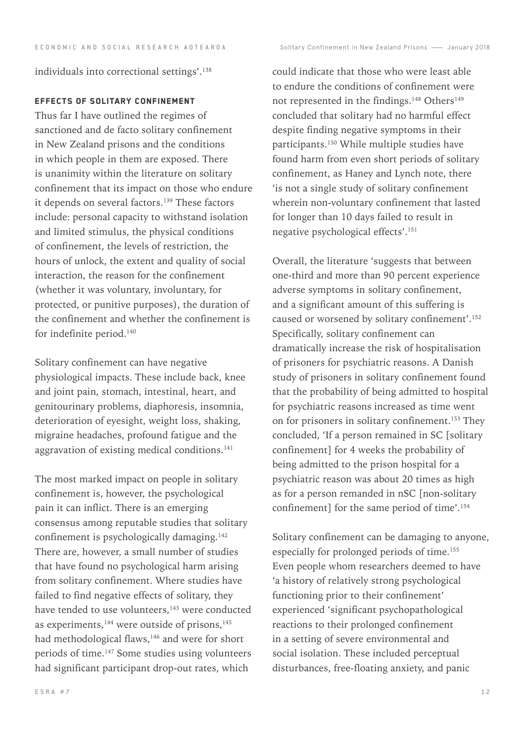individuals into correctional settings'.[138]

#### EFFECTS OF SOLITARY CONFINEMENT

Thus far I have outlined the regimes of sanctioned and de facto solitary confinement in New Zealand prisons and the conditions in which people in them are exposed. There is unanimity within the literature on solitary confinement that its impact on those who endure it depends on several factors.[139] These factors include: personal capacity to withstand isolation and limited stimulus, the physical conditions of confinement, the levels of restriction, the hours of unlock, the extent and quality of social interaction, the reason for the confinement (whether it was voluntary, involuntary, for protected, or punitive purposes), the duration of the confinement and whether the confinement is for indefinite period.[140]

Solitary confinement can have negative physiological impacts. These include back, knee and joint pain, stomach, intestinal, heart, and genitourinary problems, diaphoresis, insomnia, deterioration of eyesight, weight loss, shaking, migraine headaches, profound fatigue and the aggravation of existing medical conditions.[141]

The most marked impact on people in solitary confinement is, however, the psychological pain it can inflict. There is an emerging consensus among reputable studies that solitary confinement is psychologically damaging.[142] There are, however, a small number of studies that have found no psychological harm arising from solitary confinement. Where studies have failed to find negative effects of solitary, they have tended to use volunteers,[143] were conducted as experiments,[144] were outside of prisons,[145] had methodological flaws,[146] and were for short periods of time.[147] Some studies using volunteers had significant participant drop-out rates, which could indicate that those who were least able to endure the conditions of confinement were not represented in the findings.[148] Others[149] concluded that solitary had no harmful effect despite finding negative symptoms in their participants.[150] While multiple studies have found harm from even short periods of solitary confinement, as Haney and Lynch note, there 'is not a single study of solitary confinement wherein non-voluntary confinement that lasted for longer than 10 days failed to result in negative psychological effects'.[151]

Overall, the literature 'suggests that between one-third and more than 90 percent experience adverse symptoms in solitary confinement, and a significant amount of this suffering is caused or worsened by solitary confinement'.[152] Specifically, solitary confinement can dramatically increase the risk of hospitalisation of prisoners for psychiatric reasons. A Danish study of prisoners in solitary confinement found that the probability of being admitted to hospital for psychiatric reasons increased as time went on for prisoners in solitary confinement.[153] They concluded, 'If a person remained in SC [solitary confinement] for 4 weeks the probability of being admitted to the prison hospital for a psychiatric reason was about 20 times as high as for a person remanded in nSC [non-solitary confinement] for the same period of time'.[154]

Solitary confinement can be damaging to anyone, especially for prolonged periods of time.[155] Even people whom researchers deemed to have 'a history of relatively strong psychological functioning prior to their confinement' experienced 'significant psychopathological reactions to their prolonged confinement in a setting of severe environmental and social isolation. These included perceptual disturbances, free-floating anxiety, and panic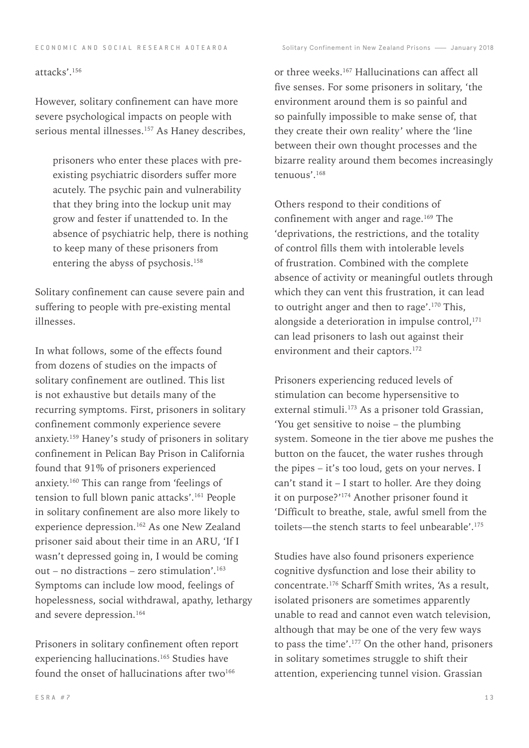attacks'.[156]

However, solitary confinement can have more severe psychological impacts on people with serious mental illnesses.[157] As Haney describes,

> prisoners who enter these places with pre-existing psychiatric disorders suffer more acutely. The psychic pain and vulnerability that they bring into the lockup unit may grow and fester if unattended to. In the absence of psychiatric help, there is nothing to keep many of these prisoners from entering the abyss of psychosis.[158]

Solitary confinement can cause severe pain and suffering to people with pre-existing mental illnesses.

In what follows, some of the effects found from dozens of studies on the impacts of solitary confinement are outlined. This list is not exhaustive but details many of the recurring symptoms. First, prisoners in solitary confinement commonly experience severe anxiety.[159] Haney's study of prisoners in solitary confinement in Pelican Bay Prison in California found that 91% of prisoners experienced anxiety.[160] This can range from 'feelings of tension to full blown panic attacks'.[161] People in solitary confinement are also more likely to experience depression.[162] As one New Zealand prisoner said about their time in an ARU, 'If I wasn't depressed going in, I would be coming out – no distractions – zero stimulation'.[163] Symptoms can include low mood, feelings of hopelessness, social withdrawal, apathy, lethargy and severe depression.[164]

Prisoners in solitary confinement often report experiencing hallucinations.[165] Studies have found the onset of hallucinations after two[166] or three weeks.[167] Hallucinations can affect all five senses. For some prisoners in solitary, 'the environment around them is so painful and so painfully impossible to make sense of, that they create their own reality' where the 'line between their own thought processes and the bizarre reality around them becomes increasingly tenuous'.[168]

Others respond to their conditions of confinement with anger and rage.[169] The 'deprivations, the restrictions, and the totality of control fills them with intolerable levels of frustration. Combined with the complete absence of activity or meaningful outlets through which they can vent this frustration, it can lead to outright anger and then to rage'.[170] This, alongside a deterioration in impulse control,[171] can lead prisoners to lash out against their environment and their captors.[172]

Prisoners experiencing reduced levels of stimulation can become hypersensitive to external stimuli.[173] As a prisoner told Grassian, 'You get sensitive to noise – the plumbing system. Someone in the tier above me pushes the button on the faucet, the water rushes through the pipes – it's too loud, gets on your nerves. I can't stand it – I start to holler. Are they doing it on purpose?'[174] Another prisoner found it 'Difficult to breathe, stale, awful smell from the toilets—the stench starts to feel unbearable'.[175]

Studies have also found prisoners experience cognitive dysfunction and lose their ability to concentrate.[176] Scharff Smith writes, 'As a result, isolated prisoners are sometimes apparently unable to read and cannot even watch television, although that may be one of the very few ways to pass the time'.[177] On the other hand, prisoners in solitary sometimes struggle to shift their attention, experiencing tunnel vision. Grassian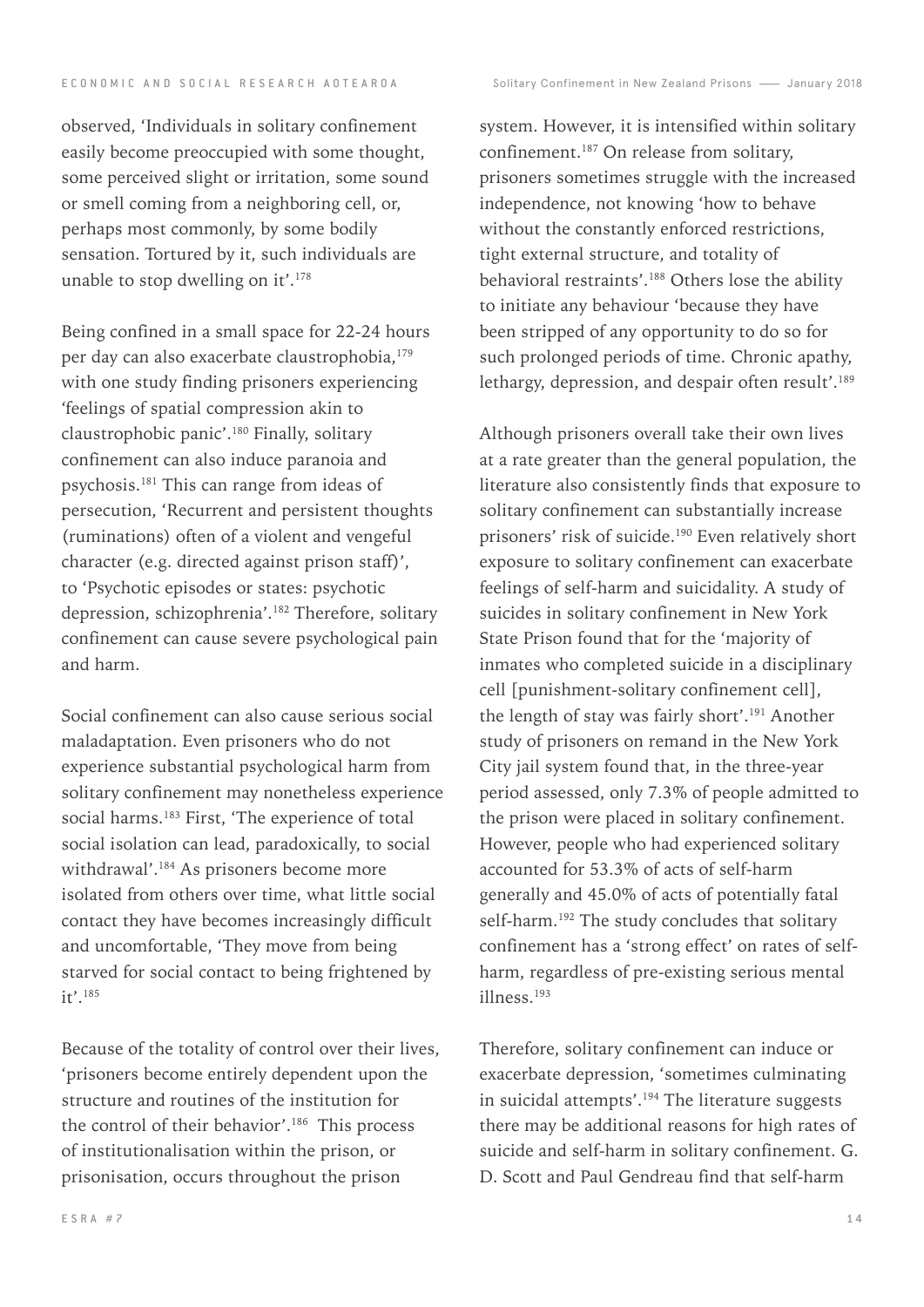observed, 'Individuals in solitary confinement easily become preoccupied with some thought, some perceived slight or irritation, some sound or smell coming from a neighboring cell, or, perhaps most commonly, by some bodily sensation. Tortured by it, such individuals are unable to stop dwelling on it'.[178]

Being confined in a small space for 22-24 hours per day can also exacerbate claustrophobia,[179] with one study finding prisoners experiencing 'feelings of spatial compression akin to claustrophobic panic'.[180] Finally, solitary confinement can also induce paranoia and psychosis.[181] This can range from ideas of persecution, 'Recurrent and persistent thoughts (ruminations) often of a violent and vengeful character (e.g. directed against prison staff)', to 'Psychotic episodes or states: psychotic depression, schizophrenia'.[182] Therefore, solitary confinement can cause severe psychological pain and harm.

Social confinement can also cause serious social maladaptation. Even prisoners who do not experience substantial psychological harm from solitary confinement may nonetheless experience social harms.[183] First, 'The experience of total social isolation can lead, paradoxically, to social withdrawal'.[184] As prisoners become more isolated from others over time, what little social contact they have becomes increasingly difficult and uncomfortable, 'They move from being starved for social contact to being frightened by it'.[185]

Because of the totality of control over their lives, 'prisoners become entirely dependent upon the structure and routines of the institution for the control of their behavior'.[186] This process of institutionalisation within the prison, or prisonisation, occurs throughout the prison system. However, it is intensified within solitary confinement.[187] On release from solitary, prisoners sometimes struggle with the increased independence, not knowing 'how to behave without the constantly enforced restrictions, tight external structure, and totality of behavioral restraints'.[188] Others lose the ability to initiate any behaviour 'because they have been stripped of any opportunity to do so for such prolonged periods of time. Chronic apathy, lethargy, depression, and despair often result'.[189]

Although prisoners overall take their own lives at a rate greater than the general population, the literature also consistently finds that exposure to solitary confinement can substantially increase prisoners' risk of suicide.[190] Even relatively short exposure to solitary confinement can exacerbate feelings of self-harm and suicidality. A study of suicides in solitary confinement in New York State Prison found that for the 'majority of inmates who completed suicide in a disciplinary cell [punishment-solitary confinement cell], the length of stay was fairly short'.[191] Another study of prisoners on remand in the New York City jail system found that, in the three-year period assessed, only 7.3% of people admitted to the prison were placed in solitary confinement. However, people who had experienced solitary accounted for 53.3% of acts of self-harm generally and 45.0% of acts of potentially fatal self-harm.[192] The study concludes that solitary confinement has a 'strong effect' on rates of self-harm, regardless of pre-existing serious mental illness.[193]

Therefore, solitary confinement can induce or exacerbate depression, 'sometimes culminating in suicidal attempts'.[194] The literature suggests there may be additional reasons for high rates of suicide and self-harm in solitary confinement. G. D. Scott and Paul Gendreau find that self-harm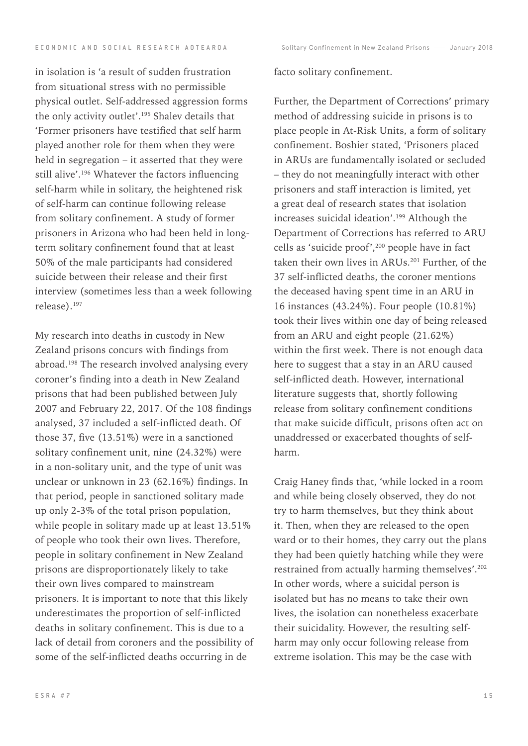in isolation is 'a result of sudden frustration from situational stress with no permissible physical outlet. Self-addressed aggression forms the only activity outlet'.[195] Shalev details that 'Former prisoners have testified that self harm played another role for them when they were held in segregation – it asserted that they were still alive'.[196] Whatever the factors influencing self-harm while in solitary, the heightened risk of self-harm can continue following release from solitary confinement. A study of former prisoners in Arizona who had been held in long-term solitary confinement found that at least 50% of the male participants had considered suicide between their release and their first interview (sometimes less than a week following release).[197]

My research into deaths in custody in New Zealand prisons concurs with findings from abroad.[198] The research involved analysing every coroner's finding into a death in New Zealand prisons that had been published between July 2007 and February 22, 2017. Of the 108 findings analysed, 37 included a self-inflicted death. Of those 37, five (13.51%) were in a sanctioned solitary confinement unit, nine (24.32%) were in a non-solitary unit, and the type of unit was unclear or unknown in 23 (62.16%) findings. In that period, people in sanctioned solitary made up only 2-3% of the total prison population, while people in solitary made up at least 13.51% of people who took their own lives. Therefore, people in solitary confinement in New Zealand prisons are disproportionately likely to take their own lives compared to mainstream prisoners. It is important to note that this likely underestimates the proportion of self-inflicted deaths in solitary confinement. This is due to a lack of detail from coroners and the possibility of some of the self-inflicted deaths occurring in de facto solitary confinement.

Further, the Department of Corrections' primary method of addressing suicide in prisons is to place people in At-Risk Units, a form of solitary confinement. Boshier stated, 'Prisoners placed in ARUs are fundamentally isolated or secluded – they do not meaningfully interact with other prisoners and staff interaction is limited, yet a great deal of research states that isolation increases suicidal ideation'.[199] Although the Department of Corrections has referred to ARU cells as 'suicide proof',[200] people have in fact taken their own lives in ARUs.[201] Further, of the 37 self-inflicted deaths, the coroner mentions the deceased having spent time in an ARU in 16 instances (43.24%). Four people (10.81%) took their lives within one day of being released from an ARU and eight people (21.62%) within the first week. There is not enough data here to suggest that a stay in an ARU caused self-inflicted death. However, international literature suggests that, shortly following release from solitary confinement conditions that make suicide difficult, prisons often act on unaddressed or exacerbated thoughts of self-harm.

Craig Haney finds that, 'while locked in a room and while being closely observed, they do not try to harm themselves, but they think about it. Then, when they are released to the open ward or to their homes, they carry out the plans they had been quietly hatching while they were restrained from actually harming themselves'.[202] In other words, where a suicidal person is isolated but has no means to take their own lives, the isolation can nonetheless exacerbate their suicidality. However, the resulting self-harm may only occur following release from extreme isolation. This may be the case with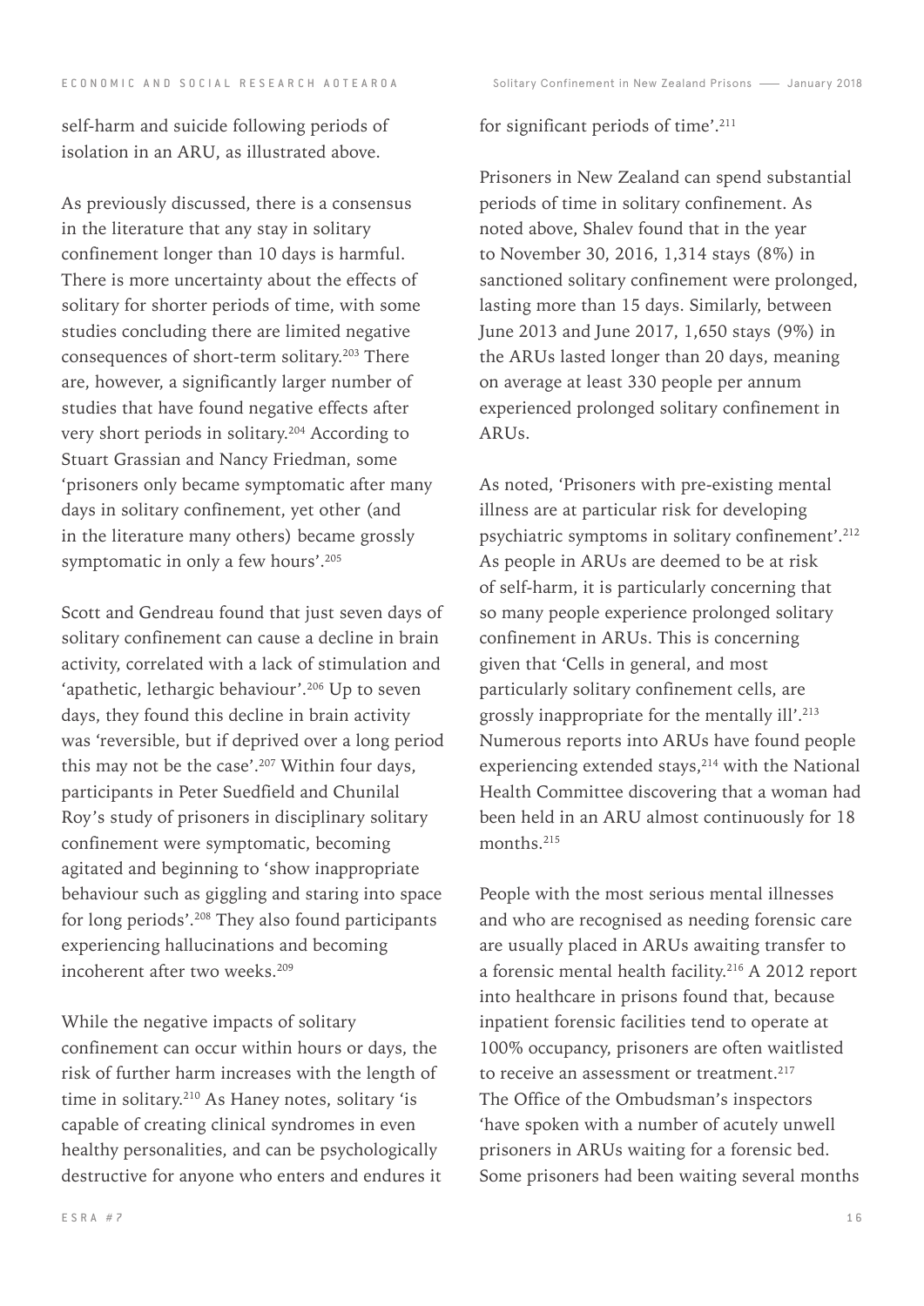self-harm and suicide following periods of isolation in an ARU, as illustrated above.

As previously discussed, there is a consensus in the literature that any stay in solitary confinement longer than 10 days is harmful. There is more uncertainty about the effects of solitary for shorter periods of time, with some studies concluding there are limited negative consequences of short-term solitary.[203] There are, however, a significantly larger number of studies that have found negative effects after very short periods in solitary.[204] According to Stuart Grassian and Nancy Friedman, some 'prisoners only became symptomatic after many days in solitary confinement, yet other (and in the literature many others) became grossly symptomatic in only a few hours'.[205]

Scott and Gendreau found that just seven days of solitary confinement can cause a decline in brain activity, correlated with a lack of stimulation and 'apathetic, lethargic behaviour'.[206] Up to seven days, they found this decline in brain activity was 'reversible, but if deprived over a long period this may not be the case'.[207] Within four days, participants in Peter Suedfield and Chunilal Roy's study of prisoners in disciplinary solitary confinement were symptomatic, becoming agitated and beginning to 'show inappropriate behaviour such as giggling and staring into space for long periods'.[208] They also found participants experiencing hallucinations and becoming incoherent after two weeks.[209]

While the negative impacts of solitary confinement can occur within hours or days, the risk of further harm increases with the length of time in solitary.[210] As Haney notes, solitary 'is capable of creating clinical syndromes in even healthy personalities, and can be psychologically destructive for anyone who enters and endures it for significant periods of time'.[211]

Prisoners in New Zealand can spend substantial periods of time in solitary confinement. As noted above, Shalev found that in the year to November 30, 2016, 1,314 stays (8%) in sanctioned solitary confinement were prolonged, lasting more than 15 days. Similarly, between June 2013 and June 2017, 1,650 stays (9%) in the ARUs lasted longer than 20 days, meaning on average at least 330 people per annum experienced prolonged solitary confinement in ARUs.

As noted, 'Prisoners with pre-existing mental illness are at particular risk for developing psychiatric symptoms in solitary confinement'.[212] As people in ARUs are deemed to be at risk of self-harm, it is particularly concerning that so many people experience prolonged solitary confinement in ARUs. This is concerning given that 'Cells in general, and most particularly solitary confinement cells, are grossly inappropriate for the mentally ill'.[213] Numerous reports into ARUs have found people experiencing extended stays,[214] with the National Health Committee discovering that a woman had been held in an ARU almost continuously for 18 months.[215]

People with the most serious mental illnesses and who are recognised as needing forensic care are usually placed in ARUs awaiting transfer to a forensic mental health facility.[216] A 2012 report into healthcare in prisons found that, because inpatient forensic facilities tend to operate at 100% occupancy, prisoners are often waitlisted to receive an assessment or treatment.[217] The Office of the Ombudsman's inspectors 'have spoken with a number of acutely unwell prisoners in ARUs waiting for a forensic bed. Some prisoners had been waiting several months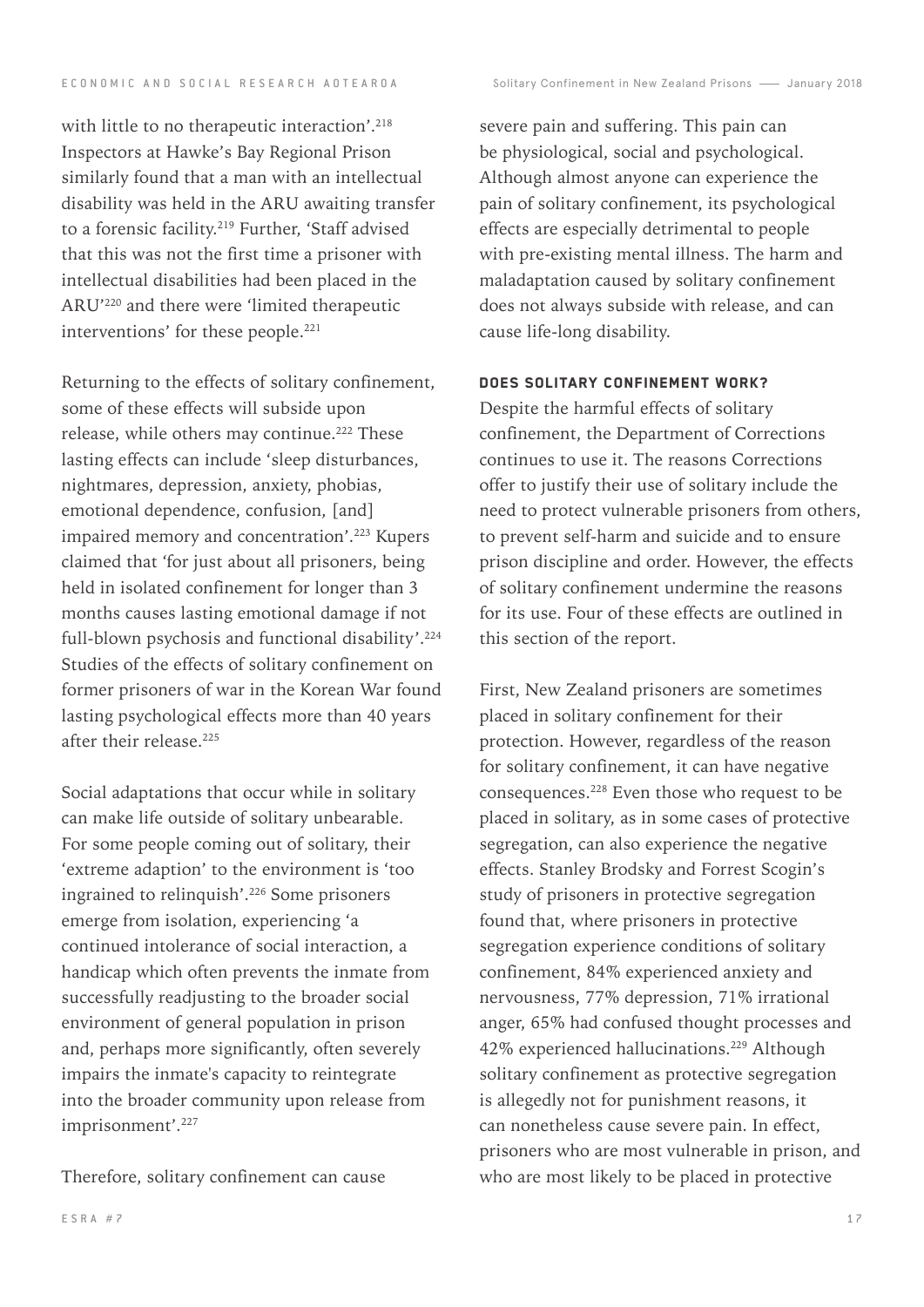with little to no therapeutic interaction'.[218] Inspectors at Hawke's Bay Regional Prison similarly found that a man with an intellectual disability was held in the ARU awaiting transfer to a forensic facility.[219] Further, 'Staff advised that this was not the first time a prisoner with intellectual disabilities had been placed in the ARU'[220] and there were 'limited therapeutic interventions' for these people.[221]

Returning to the effects of solitary confinement, some of these effects will subside upon release, while others may continue.[222] These lasting effects can include 'sleep disturbances, nightmares, depression, anxiety, phobias, emotional dependence, confusion, [and] impaired memory and concentration'.[223] Kupers claimed that 'for just about all prisoners, being held in isolated confinement for longer than 3 months causes lasting emotional damage if not full-blown psychosis and functional disability'.[224] Studies of the effects of solitary confinement on former prisoners of war in the Korean War found lasting psychological effects more than 40 years after their release.[225]

Social adaptations that occur while in solitary can make life outside of solitary unbearable. For some people coming out of solitary, their 'extreme adaption' to the environment is 'too ingrained to relinquish'.[226] Some prisoners emerge from isolation, experiencing 'a continued intolerance of social interaction, a handicap which often prevents the inmate from successfully readjusting to the broader social environment of general population in prison and, perhaps more significantly, often severely impairs the inmate's capacity to reintegrate into the broader community upon release from imprisonment'.[227]

Therefore, solitary confinement can cause severe pain and suffering. This pain can be physiological, social and psychological. Although almost anyone can experience the pain of solitary confinement, its psychological effects are especially detrimental to people with pre-existing mental illness. The harm and maladaptation caused by solitary confinement does not always subside with release, and can cause life-long disability.

### DOES SOLITARY CONFINEMENT WORK?

Despite the harmful effects of solitary confinement, the Department of Corrections continues to use it. The reasons Corrections offer to justify their use of solitary include the need to protect vulnerable prisoners from others, to prevent self-harm and suicide and to ensure prison discipline and order. However, the effects of solitary confinement undermine the reasons for its use. Four of these effects are outlined in this section of the report.

First, New Zealand prisoners are sometimes placed in solitary confinement for their protection. However, regardless of the reason for solitary confinement, it can have negative consequences.[228] Even those who request to be placed in solitary, as in some cases of protective segregation, can also experience the negative effects. Stanley Brodsky and Forrest Scogin's study of prisoners in protective segregation found that, where prisoners in protective segregation experience conditions of solitary confinement, 84% experienced anxiety and nervousness, 77% depression, 71% irrational anger, 65% had confused thought processes and 42% experienced hallucinations.[229] Although solitary confinement as protective segregation is allegedly not for punishment reasons, it can nonetheless cause severe pain. In effect, prisoners who are most vulnerable in prison, and who are most likely to be placed in protective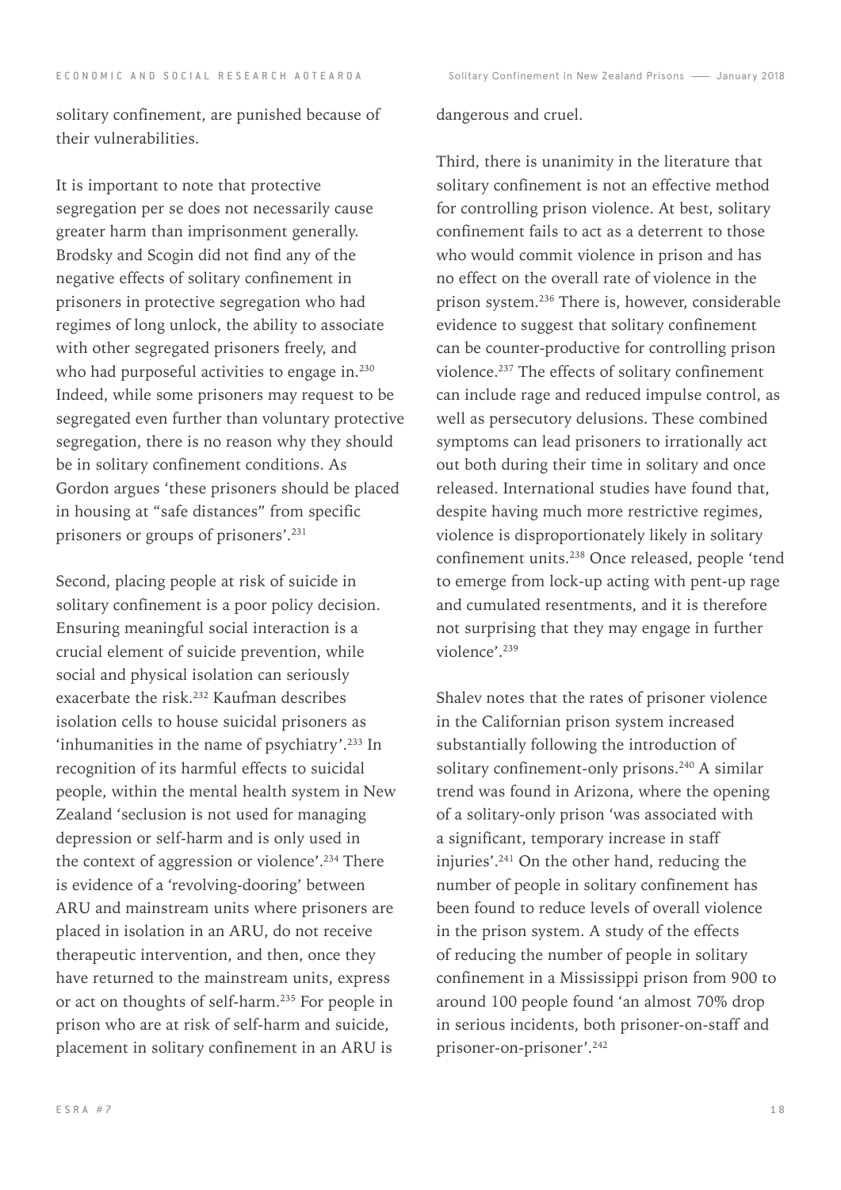solitary confinement, are punished because of their vulnerabilities.

It is important to note that protective segregation per se does not necessarily cause greater harm than imprisonment generally. Brodsky and Scogin did not find any of the negative effects of solitary confinement in prisoners in protective segregation who had regimes of long unlock, the ability to associate with other segregated prisoners freely, and who had purposeful activities to engage in.[230] Indeed, while some prisoners may request to be segregated even further than voluntary protective segregation, there is no reason why they should be in solitary confinement conditions. As Gordon argues 'these prisoners should be placed in housing at "safe distances" from specific prisoners or groups of prisoners'.[231]

Second, placing people at risk of suicide in solitary confinement is a poor policy decision. Ensuring meaningful social interaction is a crucial element of suicide prevention, while social and physical isolation can seriously exacerbate the risk.[232] Kaufman describes isolation cells to house suicidal prisoners as 'inhumanities in the name of psychiatry'.[233] In recognition of its harmful effects to suicidal people, within the mental health system in New Zealand 'seclusion is not used for managing depression or self-harm and is only used in the context of aggression or violence'.[234] There is evidence of a 'revolving-dooring' between ARU and mainstream units where prisoners are placed in isolation in an ARU, do not receive therapeutic intervention, and then, once they have returned to the mainstream units, express or act on thoughts of self-harm.[235] For people in prison who are at risk of self-harm and suicide, placement in solitary confinement in an ARU is dangerous and cruel.

Third, there is unanimity in the literature that solitary confinement is not an effective method for controlling prison violence. At best, solitary confinement fails to act as a deterrent to those who would commit violence in prison and has no effect on the overall rate of violence in the prison system.[236] There is, however, considerable evidence to suggest that solitary confinement can be counter-productive for controlling prison violence.[237] The effects of solitary confinement can include rage and reduced impulse control, as well as persecutory delusions. These combined symptoms can lead prisoners to irrationally act out both during their time in solitary and once released. International studies have found that, despite having much more restrictive regimes, violence is disproportionately likely in solitary confinement units.[238] Once released, people 'tend to emerge from lock-up acting with pent-up rage and cumulated resentments, and it is therefore not surprising that they may engage in further violence'.[239]

Shalev notes that the rates of prisoner violence in the Californian prison system increased substantially following the introduction of solitary confinement-only prisons.[240] A similar trend was found in Arizona, where the opening of a solitary-only prison 'was associated with a significant, temporary increase in staff injuries'.[241] On the other hand, reducing the number of people in solitary confinement has been found to reduce levels of overall violence in the prison system. A study of the effects of reducing the number of people in solitary confinement in a Mississippi prison from 900 to around 100 people found 'an almost 70% drop in serious incidents, both prisoner-on-staff and prisoner-on-prisoner'.[242]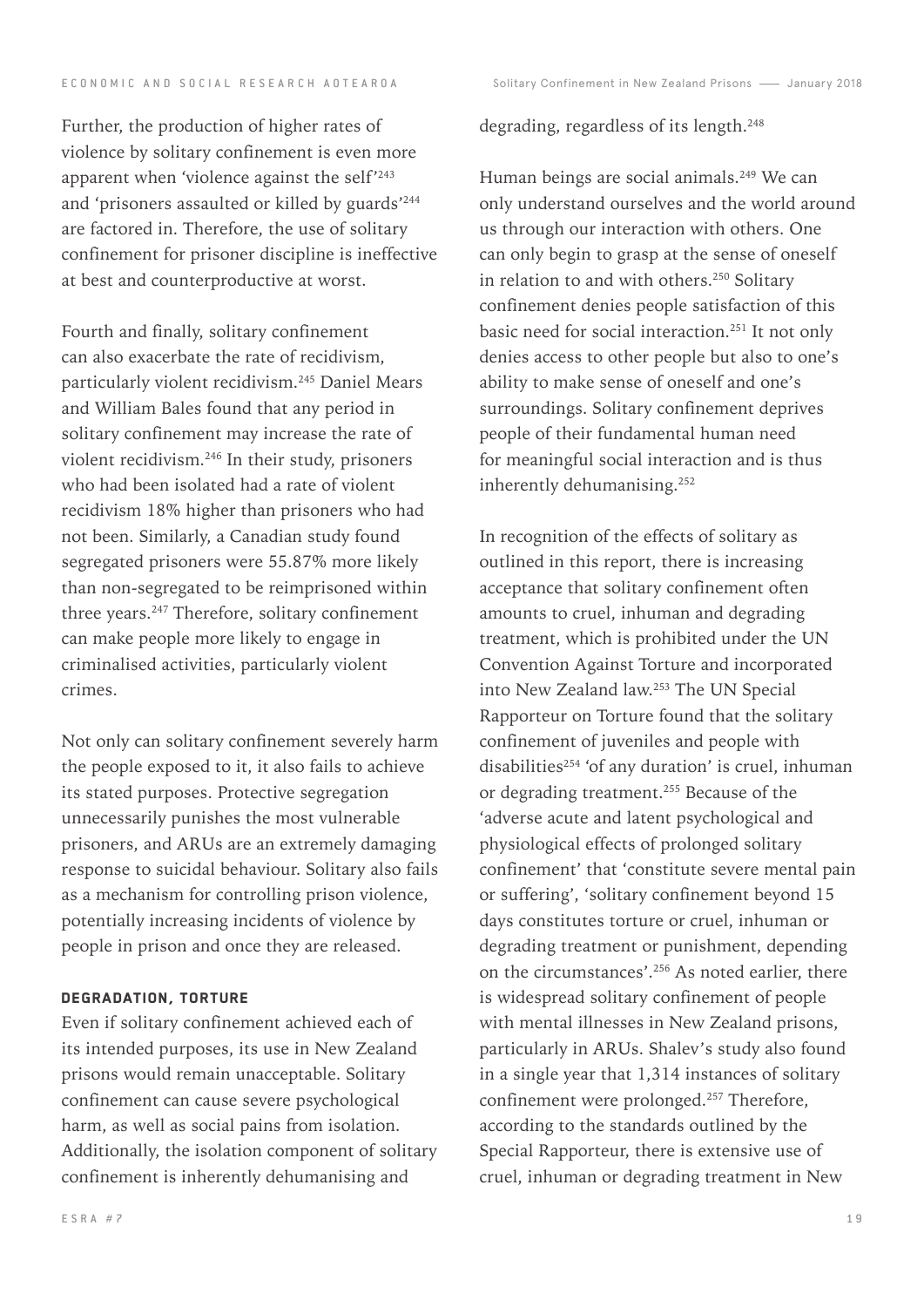Further, the production of higher rates of violence by solitary confinement is even more apparent when 'violence against the self'[243] and 'prisoners assaulted or killed by guards'[244] are factored in. Therefore, the use of solitary confinement for prisoner discipline is ineffective at best and counterproductive at worst.

Fourth and finally, solitary confinement can also exacerbate the rate of recidivism, particularly violent recidivism.[245] Daniel Mears and William Bales found that any period in solitary confinement may increase the rate of violent recidivism.[246] In their study, prisoners who had been isolated had a rate of violent recidivism 18% higher than prisoners who had not been. Similarly, a Canadian study found segregated prisoners were 55.87% more likely than non-segregated to be reimprisoned within three years.[247] Therefore, solitary confinement can make people more likely to engage in criminalised activities, particularly violent crimes.

Not only can solitary confinement severely harm the people exposed to it, it also fails to achieve its stated purposes. Protective segregation unnecessarily punishes the most vulnerable prisoners, and ARUs are an extremely damaging response to suicidal behaviour. Solitary also fails as a mechanism for controlling prison violence, potentially increasing incidents of violence by people in prison and once they are released.

### DEGRADATION, TORTURE

Even if solitary confinement achieved each of its intended purposes, its use in New Zealand prisons would remain unacceptable. Solitary confinement can cause severe psychological harm, as well as social pains from isolation. Additionally, the isolation component of solitary confinement is inherently dehumanising and degrading, regardless of its length.[248]

Human beings are social animals.[249] We can only understand ourselves and the world around us through our interaction with others. One can only begin to grasp at the sense of oneself in relation to and with others.[250] Solitary confinement denies people satisfaction of this basic need for social interaction.[251] It not only denies access to other people but also to one's ability to make sense of oneself and one's surroundings. Solitary confinement deprives people of their fundamental human need for meaningful social interaction and is thus inherently dehumanising.[252]

In recognition of the effects of solitary as outlined in this report, there is increasing acceptance that solitary confinement often amounts to cruel, inhuman and degrading treatment, which is prohibited under the UN Convention Against Torture and incorporated into New Zealand law.[253] The UN Special Rapporteur on Torture found that the solitary confinement of juveniles and people with disabilities[254] 'of any duration' is cruel, inhuman or degrading treatment.[255] Because of the 'adverse acute and latent psychological and physiological effects of prolonged solitary confinement' that 'constitute severe mental pain or suffering', 'solitary confinement beyond 15 days constitutes torture or cruel, inhuman or degrading treatment or punishment, depending on the circumstances'.[256] As noted earlier, there is widespread solitary confinement of people with mental illnesses in New Zealand prisons, particularly in ARUs. Shalev's study also found in a single year that 1,314 instances of solitary confinement were prolonged.[257] Therefore, according to the standards outlined by the Special Rapporteur, there is extensive use of cruel, inhuman or degrading treatment in New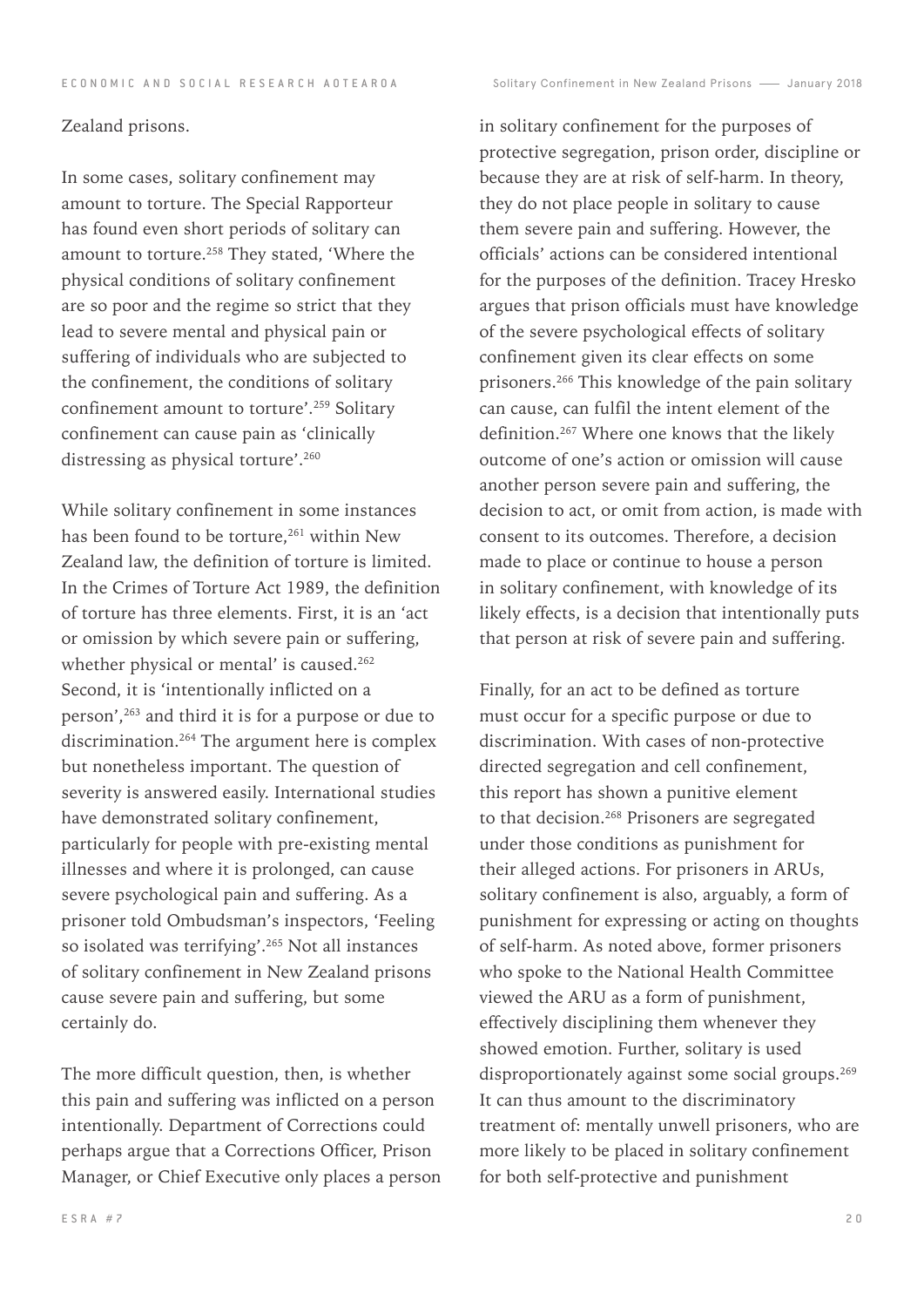Zealand prisons.

In some cases, solitary confinement may amount to torture. The Special Rapporteur has found even short periods of solitary can amount to torture.[258] They stated, 'Where the physical conditions of solitary confinement are so poor and the regime so strict that they lead to severe mental and physical pain or suffering of individuals who are subjected to the confinement, the conditions of solitary confinement amount to torture'.[259] Solitary confinement can cause pain as 'clinically distressing as physical torture'.[260]

While solitary confinement in some instances has been found to be torture,[261] within New Zealand law, the definition of torture is limited. In the Crimes of Torture Act 1989, the definition of torture has three elements. First, it is an 'act or omission by which severe pain or suffering, whether physical or mental' is caused.[262] Second, it is 'intentionally inflicted on a person',[263] and third it is for a purpose or due to discrimination.[264] The argument here is complex but nonetheless important. The question of severity is answered easily. International studies have demonstrated solitary confinement, particularly for people with pre-existing mental illnesses and where it is prolonged, can cause severe psychological pain and suffering. As a prisoner told Ombudsman's inspectors, 'Feeling so isolated was terrifying'.[265] Not all instances of solitary confinement in New Zealand prisons cause severe pain and suffering, but some certainly do.

The more difficult question, then, is whether this pain and suffering was inflicted on a person intentionally. Department of Corrections could perhaps argue that a Corrections Officer, Prison Manager, or Chief Executive only places a person in solitary confinement for the purposes of protective segregation, prison order, discipline or because they are at risk of self-harm. In theory, they do not place people in solitary to cause them severe pain and suffering. However, the officials' actions can be considered intentional for the purposes of the definition. Tracey Hresko argues that prison officials must have knowledge of the severe psychological effects of solitary confinement given its clear effects on some prisoners.[266] This knowledge of the pain solitary can cause, can fulfil the intent element of the definition.[267] Where one knows that the likely outcome of one's action or omission will cause another person severe pain and suffering, the decision to act, or omit from action, is made with consent to its outcomes. Therefore, a decision made to place or continue to house a person in solitary confinement, with knowledge of its likely effects, is a decision that intentionally puts that person at risk of severe pain and suffering.

Finally, for an act to be defined as torture must occur for a specific purpose or due to discrimination. With cases of non-protective directed segregation and cell confinement, this report has shown a punitive element to that decision.[268] Prisoners are segregated under those conditions as punishment for their alleged actions. For prisoners in ARUs, solitary confinement is also, arguably, a form of punishment for expressing or acting on thoughts of self-harm. As noted above, former prisoners who spoke to the National Health Committee viewed the ARU as a form of punishment, effectively disciplining them whenever they showed emotion. Further, solitary is used disproportionately against some social groups.[269] It can thus amount to the discriminatory treatment of: mentally unwell prisoners, who are more likely to be placed in solitary confinement for both self-protective and punishment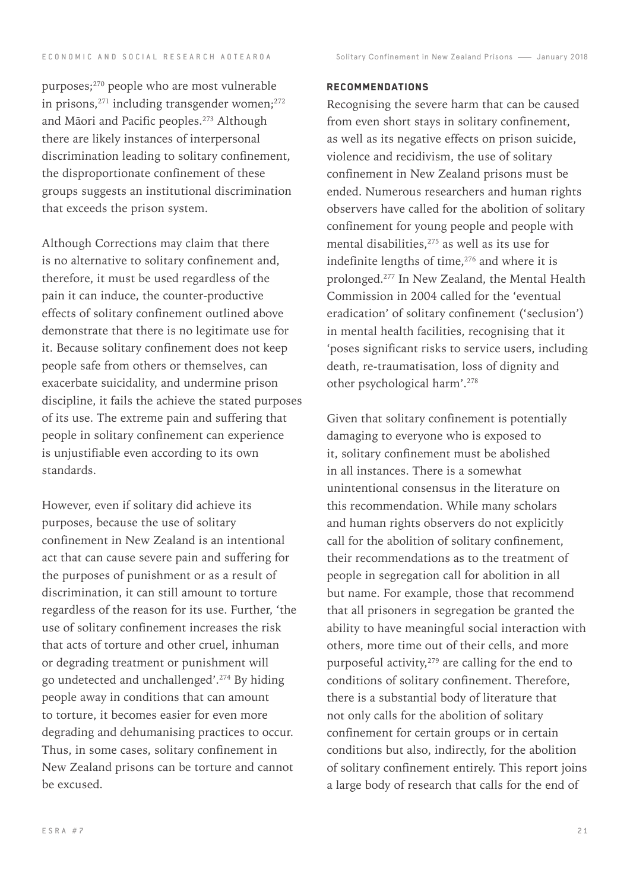purposes;[270] people who are most vulnerable in prisons,[271] including transgender women;[272] and Māori and Pacific peoples.[273] Although there are likely instances of interpersonal discrimination leading to solitary confinement, the disproportionate confinement of these groups suggests an institutional discrimination that exceeds the prison system.

Although Corrections may claim that there is no alternative to solitary confinement and, therefore, it must be used regardless of the pain it can induce, the counter-productive effects of solitary confinement outlined above demonstrate that there is no legitimate use for it. Because solitary confinement does not keep people safe from others or themselves, can exacerbate suicidality, and undermine prison discipline, it fails the achieve the stated purposes of its use. The extreme pain and suffering that people in solitary confinement can experience is unjustifiable even according to its own standards.

However, even if solitary did achieve its purposes, because the use of solitary confinement in New Zealand is an intentional act that can cause severe pain and suffering for the purposes of punishment or as a result of discrimination, it can still amount to torture regardless of the reason for its use. Further, 'the use of solitary confinement increases the risk that acts of torture and other cruel, inhuman or degrading treatment or punishment will go undetected and unchallenged'.[274] By hiding people away in conditions that can amount to torture, it becomes easier for even more degrading and dehumanising practices to occur. Thus, in some cases, solitary confinement in New Zealand prisons can be torture and cannot be excused.

## RECOMMENDATIONS

Recognising the severe harm that can be caused from even short stays in solitary confinement, as well as its negative effects on prison suicide, violence and recidivism, the use of solitary confinement in New Zealand prisons must be ended. Numerous researchers and human rights observers have called for the abolition of solitary confinement for young people and people with mental disabilities,[275] as well as its use for indefinite lengths of time,[276] and where it is prolonged.[277] In New Zealand, the Mental Health Commission in 2004 called for the 'eventual eradication' of solitary confinement ('seclusion') in mental health facilities, recognising that it 'poses significant risks to service users, including death, re-traumatisation, loss of dignity and other psychological harm'.[278]

Given that solitary confinement is potentially damaging to everyone who is exposed to it, solitary confinement must be abolished in all instances. There is a somewhat unintentional consensus in the literature on this recommendation. While many scholars and human rights observers do not explicitly call for the abolition of solitary confinement, their recommendations as to the treatment of people in segregation call for abolition in all but name. For example, those that recommend that all prisoners in segregation be granted the ability to have meaningful social interaction with others, more time out of their cells, and more purposeful activity,[279] are calling for the end to conditions of solitary confinement. Therefore, there is a substantial body of literature that not only calls for the abolition of solitary confinement for certain groups or in certain conditions but also, indirectly, for the abolition of solitary confinement entirely. This report joins a large body of research that calls for the end of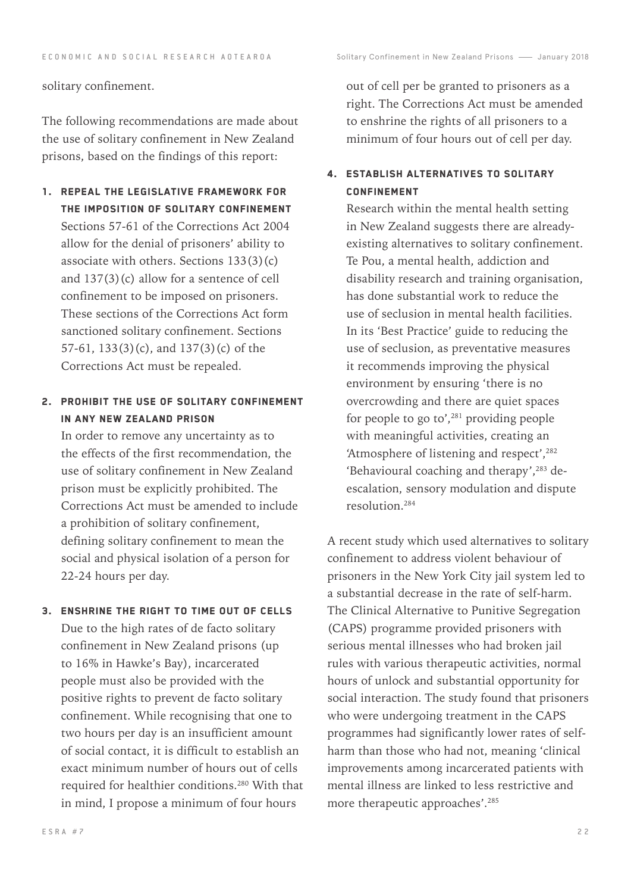solitary confinement.

The following recommendations are made about the use of solitary confinement in New Zealand prisons, based on the findings of this report:

1. **REPEAL THE LEGISLATIVE FRAMEWORK FOR THE IMPOSITION OF SOLITARY CONFINEMENT**
   Sections 57-61 of the Corrections Act 2004 allow for the denial of prisoners' ability to associate with others. Sections 133(3)(c) and 137(3)(c) allow for a sentence of cell confinement to be imposed on prisoners. These sections of the Corrections Act form sanctioned solitary confinement. Sections 57-61, 133(3)(c), and 137(3)(c) of the Corrections Act must be repealed.

2. **PROHIBIT THE USE OF SOLITARY CONFINEMENT IN ANY NEW ZEALAND PRISON**
   In order to remove any uncertainty as to the effects of the first recommendation, the use of solitary confinement in New Zealand prison must be explicitly prohibited. The Corrections Act must be amended to include a prohibition of solitary confinement, defining solitary confinement to mean the social and physical isolation of a person for 22-24 hours per day.

3. **ENSHRINE THE RIGHT TO TIME OUT OF CELLS**
   Due to the high rates of de facto solitary confinement in New Zealand prisons (up to 16% in Hawke's Bay), incarcerated people must also be provided with the positive rights to prevent de facto solitary confinement. While recognising that one to two hours per day is an insufficient amount of social contact, it is difficult to establish an exact minimum number of hours out of cells required for healthier conditions.[280] With that in mind, I propose a minimum of four hours out of cell per be granted to prisoners as a right. The Corrections Act must be amended to enshrine the rights of all prisoners to a minimum of four hours out of cell per day.

4. **ESTABLISH ALTERNATIVES TO SOLITARY CONFINEMENT**
   Research within the mental health setting in New Zealand suggests there are already-existing alternatives to solitary confinement. Te Pou, a mental health, addiction and disability research and training organisation, has done substantial work to reduce the use of seclusion in mental health facilities. In its 'Best Practice' guide to reducing the use of seclusion, as preventative measures it recommends improving the physical environment by ensuring 'there is no overcrowding and there are quiet spaces for people to go to',[281] providing people with meaningful activities, creating an 'Atmosphere of listening and respect',[282] 'Behavioural coaching and therapy',[283] de-escalation, sensory modulation and dispute resolution.[284]

A recent study which used alternatives to solitary confinement to address violent behaviour of prisoners in the New York City jail system led to a substantial decrease in the rate of self-harm. The Clinical Alternative to Punitive Segregation (CAPS) programme provided prisoners with serious mental illnesses who had broken jail rules with various therapeutic activities, normal hours of unlock and substantial opportunity for social interaction. The study found that prisoners who were undergoing treatment in the CAPS programmes had significantly lower rates of self-harm than those who had not, meaning 'clinical improvements among incarcerated patients with mental illness are linked to less restrictive and more therapeutic approaches'.[285]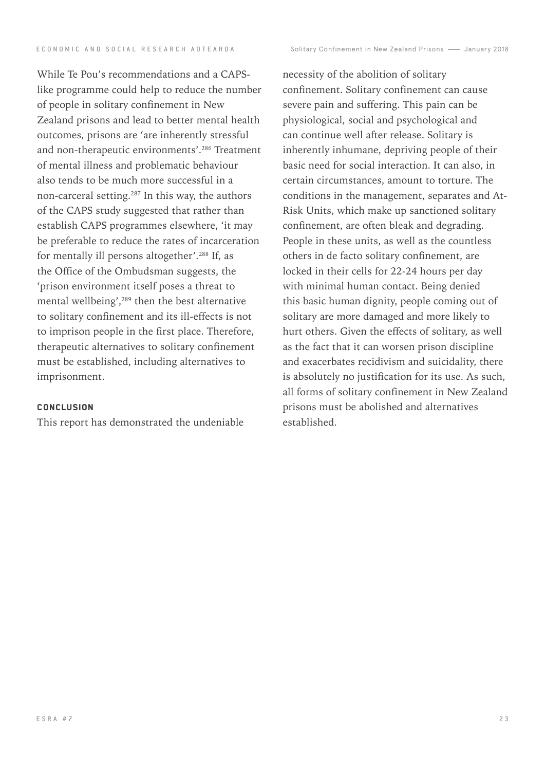While Te Pou's recommendations and a CAPS-like programme could help to reduce the number of people in solitary confinement in New Zealand prisons and lead to better mental health outcomes, prisons are 'are inherently stressful and non-therapeutic environments'.[286] Treatment of mental illness and problematic behaviour also tends to be much more successful in a non-carceral setting.[287] In this way, the authors of the CAPS study suggested that rather than establish CAPS programmes elsewhere, 'it may be preferable to reduce the rates of incarceration for mentally ill persons altogether'.[288] If, as the Office of the Ombudsman suggests, the 'prison environment itself poses a threat to mental wellbeing',[289] then the best alternative to solitary confinement and its ill-effects is not to imprison people in the first place. Therefore, therapeutic alternatives to solitary confinement must be established, including alternatives to imprisonment.

**CONCLUSION**

This report has demonstrated the undeniable necessity of the abolition of solitary confinement. Solitary confinement can cause severe pain and suffering. This pain can be physiological, social and psychological and can continue well after release. Solitary is inherently inhumane, depriving people of their basic need for social interaction. It can also, in certain circumstances, amount to torture. The conditions in the management, separates and At-Risk Units, which make up sanctioned solitary confinement, are often bleak and degrading. People in these units, as well as the countless others in de facto solitary confinement, are locked in their cells for 22-24 hours per day with minimal human contact. Being denied this basic human dignity, people coming out of solitary are more damaged and more likely to hurt others. Given the effects of solitary, as well as the fact that it can worsen prison discipline and exacerbates recidivism and suicidality, there is absolutely no justification for its use. As such, all forms of solitary confinement in New Zealand prisons must be abolished and alternatives established.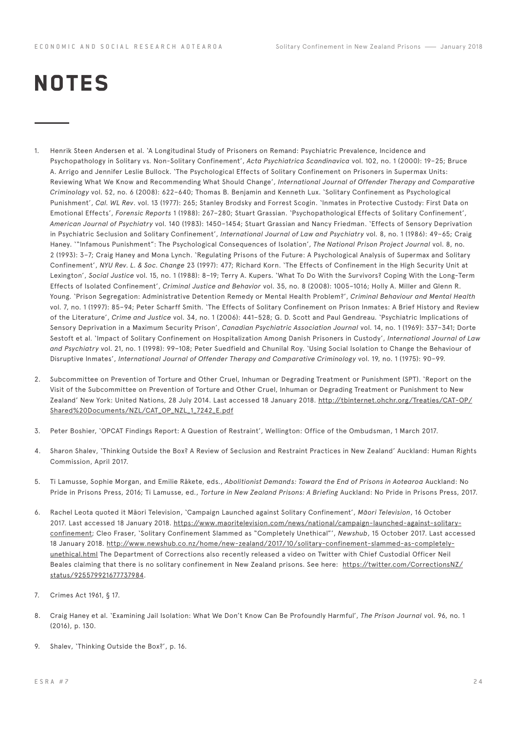# NOTES

1. Henrik Steen Andersen et al. 'A Longitudinal Study of Prisoners on Remand: Psychiatric Prevalence, Incidence and Psychopathology in Solitary vs. Non-Solitary Confinement', *Acta Psychiatrica Scandinavica* vol. 102, no. 1 (2000): 19–25; Bruce A. Arrigo and Jennifer Leslie Bullock. 'The Psychological Effects of Solitary Confinement on Prisoners in Supermax Units: Reviewing What We Know and Recommending What Should Change', *International Journal of Offender Therapy and Comparative Criminology* vol. 52, no. 6 (2008): 622–640; Thomas B. Benjamin and Kenneth Lux. 'Solitary Confinement as Psychological Punishment', *Cal. WL Rev*. vol. 13 (1977): 265; Stanley Brodsky and Forrest Scogin. 'Inmates in Protective Custody: First Data on Emotional Effects', *Forensic Reports* 1 (1988): 267–280; Stuart Grassian. 'Psychopathological Effects of Solitary Confinement', *American Journal of Psychiatry* vol. 140 (1983): 1450–1454; Stuart Grassian and Nancy Friedman. 'Effects of Sensory Deprivation in Psychiatric Seclusion and Solitary Confinement', *International Journal of Law and Psychiatry* vol. 8, no. 1 (1986): 49–65; Craig Haney. '"Infamous Punishment": The Psychological Consequences of Isolation', *The National Prison Project Journal* vol. 8, no. 2 (1993): 3–7; Craig Haney and Mona Lynch. 'Regulating Prisons of the Future: A Psychological Analysis of Supermax and Solitary Confinement', *NYU Rev. L. & Soc. Change* 23 (1997): 477; Richard Korn. 'The Effects of Confinement in the High Security Unit at Lexington', *Social Justice* vol. 15, no. 1 (1988): 8–19; Terry A. Kupers. 'What To Do With the Survivors? Coping With the Long-Term Effects of Isolated Confinement', *Criminal Justice and Behavior* vol. 35, no. 8 (2008): 1005–1016; Holly A. Miller and Glenn R. Young. 'Prison Segregation: Administrative Detention Remedy or Mental Health Problem?', *Criminal Behaviour and Mental Health* vol. 7, no. 1 (1997): 85–94; Peter Scharff Smith. 'The Effects of Solitary Confinement on Prison Inmates: A Brief History and Review of the Literature', *Crime and Justice* vol. 34, no. 1 (2006): 441–528; G. D. Scott and Paul Gendreau. 'Psychiatric Implications of Sensory Deprivation in a Maximum Security Prison', *Canadian Psychiatric Association Journal* vol. 14, no. 1 (1969): 337–341; Dorte Sestoft et al. 'Impact of Solitary Confinement on Hospitalization Among Danish Prisoners in Custody', *International Journal of Law and Psychiatry* vol. 21, no. 1 (1998): 99–108; Peter Suedfield and Chunilal Roy. 'Using Social Isolation to Change the Behaviour of Disruptive Inmates', *International Journal of Offender Therapy and Comparative Criminology* vol. 19, no. 1 (1975): 90–99.

2. Subcommittee on Prevention of Torture and Other Cruel, Inhuman or Degrading Treatment or Punishment (SPT). 'Report on the Visit of the Subcommittee on Prevention of Torture and Other Cruel, Inhuman or Degrading Treatment or Punishment to New Zealand' New York: United Nations, 28 July 2014. Last accessed 18 January 2018. http://tbinternet.ohchr.org/Treaties/CAT-OP/Shared%20Documents/NZL/CAT_OP_NZL_1_7242_E.pdf

3. Peter Boshier, 'OPCAT Findings Report: A Question of Restraint', Wellington: Office of the Ombudsman, 1 March 2017.

4. Sharon Shalev, 'Thinking Outside the Box? A Review of Seclusion and Restraint Practices in New Zealand' Auckland: Human Rights Commission, April 2017.

5. Ti Lamusse, Sophie Morgan, and Emilie Rākete, eds., *Abolitionist Demands: Toward the End of Prisons in Aotearoa* Auckland: No Pride in Prisons Press, 2016; Ti Lamusse, ed., *Torture in New Zealand Prisons: A Briefing* Auckland: No Pride in Prisons Press, 2017.

6. Rachel Leota quoted it Māori Television, 'Campaign Launched against Solitary Confinement', *Māori Television*, 16 October 2017. Last accessed 18 January 2018. https://www.maoritelevision.com/news/national/campaign-launched-against-solitary-confinement; Cleo Fraser, 'Solitary Confinement Slammed as "Completely Unethical"', *Newshub*, 15 October 2017. Last accessed 18 January 2018. http://www.newshub.co.nz/home/new-zealand/2017/10/solitary-confinement-slammed-as-completely-unethical.html The Department of Corrections also recently released a video on Twitter with Chief Custodial Officer Neil Beales claiming that there is no solitary confinement in New Zealand prisons. See here: https://twitter.com/CorrectionsNZ/status/925579921677737984.

7. Crimes Act 1961, § 17.

8. Craig Haney et al. 'Examining Jail Isolation: What We Don't Know Can Be Profoundly Harmful', *The Prison Journal* vol. 96, no. 1 (2016), p. 130.

9. Shalev, 'Thinking Outside the Box?', p. 16.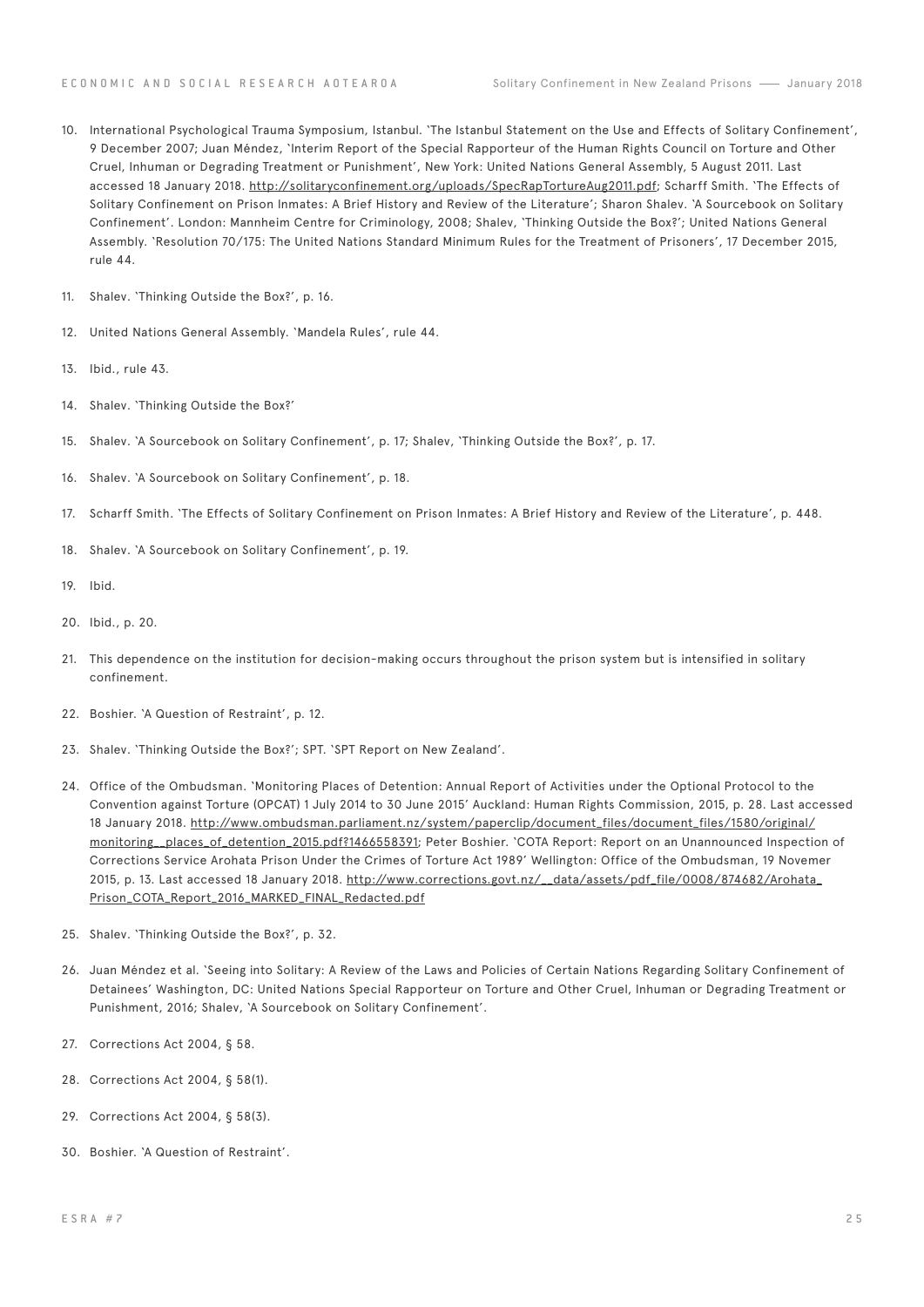10. International Psychological Trauma Symposium, Istanbul. 'The Istanbul Statement on the Use and Effects of Solitary Confinement', 9 December 2007; Juan Méndez, 'Interim Report of the Special Rapporteur of the Human Rights Council on Torture and Other Cruel, Inhuman or Degrading Treatment or Punishment', New York: United Nations General Assembly, 5 August 2011. Last accessed 18 January 2018. http://solitaryconfinement.org/uploads/SpecRapTortureAug2011.pdf; Scharff Smith. 'The Effects of Solitary Confinement on Prison Inmates: A Brief History and Review of the Literature'; Sharon Shalev. 'A Sourcebook on Solitary Confinement'. London: Mannheim Centre for Criminology, 2008; Shalev, 'Thinking Outside the Box?'; United Nations General Assembly. 'Resolution 70/175: The United Nations Standard Minimum Rules for the Treatment of Prisoners', 17 December 2015, rule 44.

11. Shalev. 'Thinking Outside the Box?', p. 16.

12. United Nations General Assembly. 'Mandela Rules', rule 44.

13. Ibid., rule 43.

14. Shalev. 'Thinking Outside the Box?'

15. Shalev. 'A Sourcebook on Solitary Confinement', p. 17; Shalev, 'Thinking Outside the Box?', p. 17.

16. Shalev. 'A Sourcebook on Solitary Confinement', p. 18.

17. Scharff Smith. 'The Effects of Solitary Confinement on Prison Inmates: A Brief History and Review of the Literature', p. 448.

18. Shalev. 'A Sourcebook on Solitary Confinement', p. 19.

19. Ibid.

20. Ibid., p. 20.

21. This dependence on the institution for decision-making occurs throughout the prison system but is intensified in solitary confinement.

22. Boshier. 'A Question of Restraint', p. 12.

23. Shalev. 'Thinking Outside the Box?'; SPT. 'SPT Report on New Zealand'.

24. Office of the Ombudsman. 'Monitoring Places of Detention: Annual Report of Activities under the Optional Protocol to the Convention against Torture (OPCAT) 1 July 2014 to 30 June 2015' Auckland: Human Rights Commission, 2015, p. 28. Last accessed 18 January 2018. http://www.ombudsman.parliament.nz/system/paperclip/document_files/document_files/1580/original/monitoring__places_of_detention_2015.pdf?1466558391; Peter Boshier. 'COTA Report: Report on an Unannounced Inspection of Corrections Service Arohata Prison Under the Crimes of Torture Act 1989' Wellington: Office of the Ombudsman, 19 Novemer 2015, p. 13. Last accessed 18 January 2018. http://www.corrections.govt.nz/__data/assets/pdf_file/0008/874682/Arohata_Prison_COTA_Report_2016_MARKED_FINAL_Redacted.pdf

25. Shalev. 'Thinking Outside the Box?', p. 32.

26. Juan Méndez et al. 'Seeing into Solitary: A Review of the Laws and Policies of Certain Nations Regarding Solitary Confinement of Detainees' Washington, DC: United Nations Special Rapporteur on Torture and Other Cruel, Inhuman or Degrading Treatment or Punishment, 2016; Shalev, 'A Sourcebook on Solitary Confinement'.

27. Corrections Act 2004, § 58.

28. Corrections Act 2004, § 58(1).

29. Corrections Act 2004, § 58(3).

30. Boshier. 'A Question of Restraint'.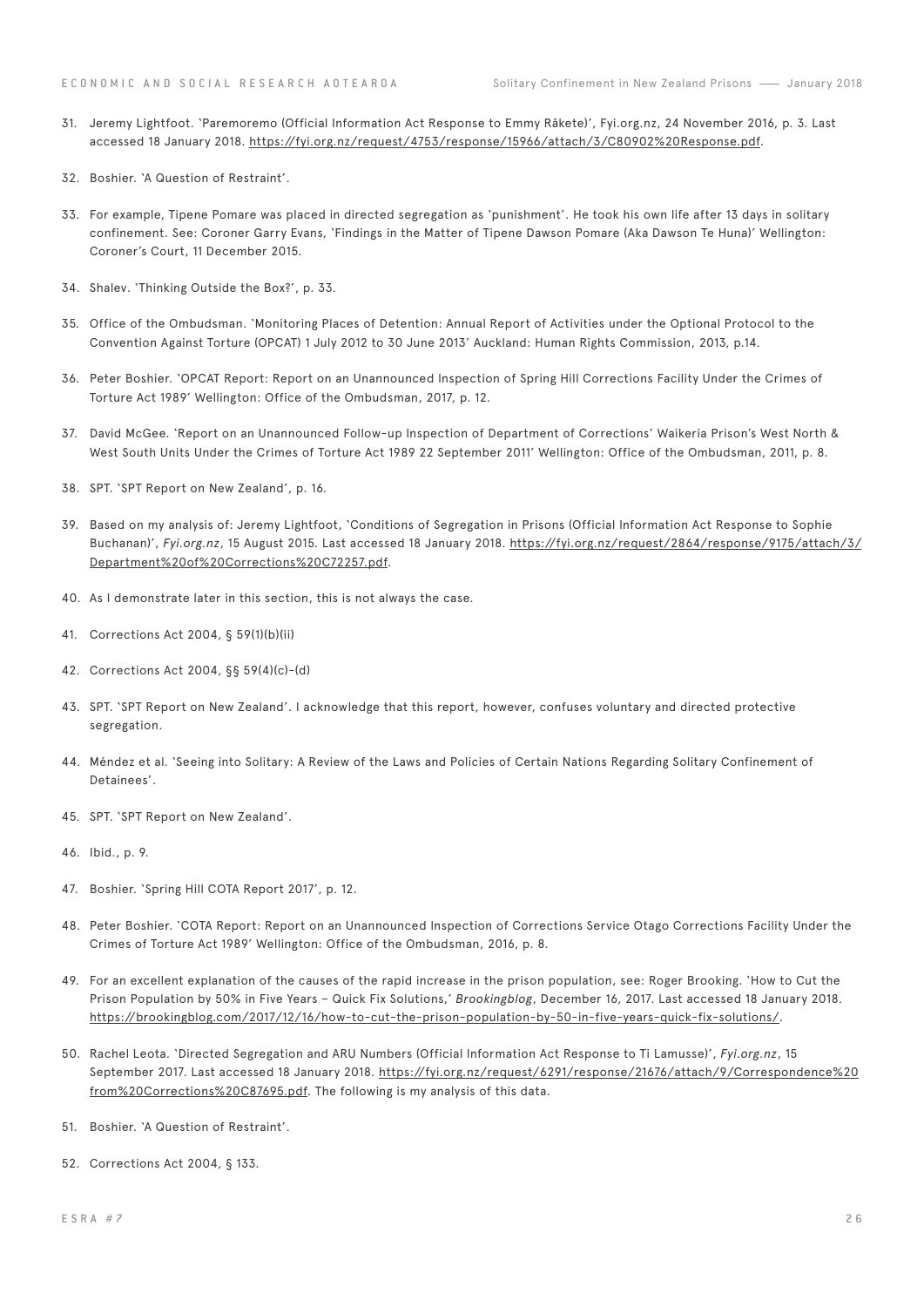31. Jeremy Lightfoot. 'Paremoremo (Official Information Act Response to Emmy Rākete)', Fyi.org.nz, 24 November 2016, p. 3. Last accessed 18 January 2018. https://fyi.org.nz/request/4753/response/15966/attach/3/C80902%20Response.pdf.

32. Boshier. 'A Question of Restraint'.

33. For example, Tipene Pomare was placed in directed segregation as 'punishment'. He took his own life after 13 days in solitary confinement. See: Coroner Garry Evans, 'Findings in the Matter of Tipene Dawson Pomare (Aka Dawson Te Huna)' Wellington: Coroner's Court, 11 December 2015.

34. Shalev. 'Thinking Outside the Box?', p. 33.

35. Office of the Ombudsman. 'Monitoring Places of Detention: Annual Report of Activities under the Optional Protocol to the Convention Against Torture (OPCAT) 1 July 2012 to 30 June 2013' Auckland: Human Rights Commission, 2013, p.14.

36. Peter Boshier. 'OPCAT Report: Report on an Unannounced Inspection of Spring Hill Corrections Facility Under the Crimes of Torture Act 1989' Wellington: Office of the Ombudsman, 2017, p. 12.

37. David McGee. 'Report on an Unannounced Follow-up Inspection of Department of Corrections' Waikeria Prison's West North & West South Units Under the Crimes of Torture Act 1989 22 September 2011' Wellington: Office of the Ombudsman, 2011, p. 8.

38. SPT. 'SPT Report on New Zealand', p. 16.

39. Based on my analysis of: Jeremy Lightfoot, 'Conditions of Segregation in Prisons (Official Information Act Response to Sophie Buchanan)', *Fyi.org.nz*, 15 August 2015. Last accessed 18 January 2018. https://fyi.org.nz/request/2864/response/9175/attach/3/Department%20of%20Corrections%20C72257.pdf.

40. As I demonstrate later in this section, this is not always the case.

41. Corrections Act 2004, § 59(1)(b)(ii)

42. Corrections Act 2004, §§ 59(4)(c)-(d)

43. SPT. 'SPT Report on New Zealand'. I acknowledge that this report, however, confuses voluntary and directed protective segregation.

44. Méndez et al. 'Seeing into Solitary: A Review of the Laws and Policies of Certain Nations Regarding Solitary Confinement of Detainees'.

45. SPT. 'SPT Report on New Zealand'.

46. Ibid., p. 9.

47. Boshier. 'Spring Hill COTA Report 2017', p. 12.

48. Peter Boshier. 'COTA Report: Report on an Unannounced Inspection of Corrections Service Otago Corrections Facility Under the Crimes of Torture Act 1989' Wellington: Office of the Ombudsman, 2016, p. 8.

49. For an excellent explanation of the causes of the rapid increase in the prison population, see: Roger Brooking. 'How to Cut the Prison Population by 50% in Five Years – Quick Fix Solutions,' *Brookingblog*, December 16, 2017. Last accessed 18 January 2018. https://brookingblog.com/2017/12/16/how-to-cut-the-prison-population-by-50-in-five-years-quick-fix-solutions/.

50. Rachel Leota. 'Directed Segregation and ARU Numbers (Official Information Act Response to Ti Lamusse)', *Fyi.org.nz*, 15 September 2017. Last accessed 18 January 2018. https://fyi.org.nz/request/6291/response/21676/attach/9/Correspondence%20from%20Corrections%20C87695.pdf. The following is my analysis of this data.

51. Boshier. 'A Question of Restraint'.

52. Corrections Act 2004, § 133.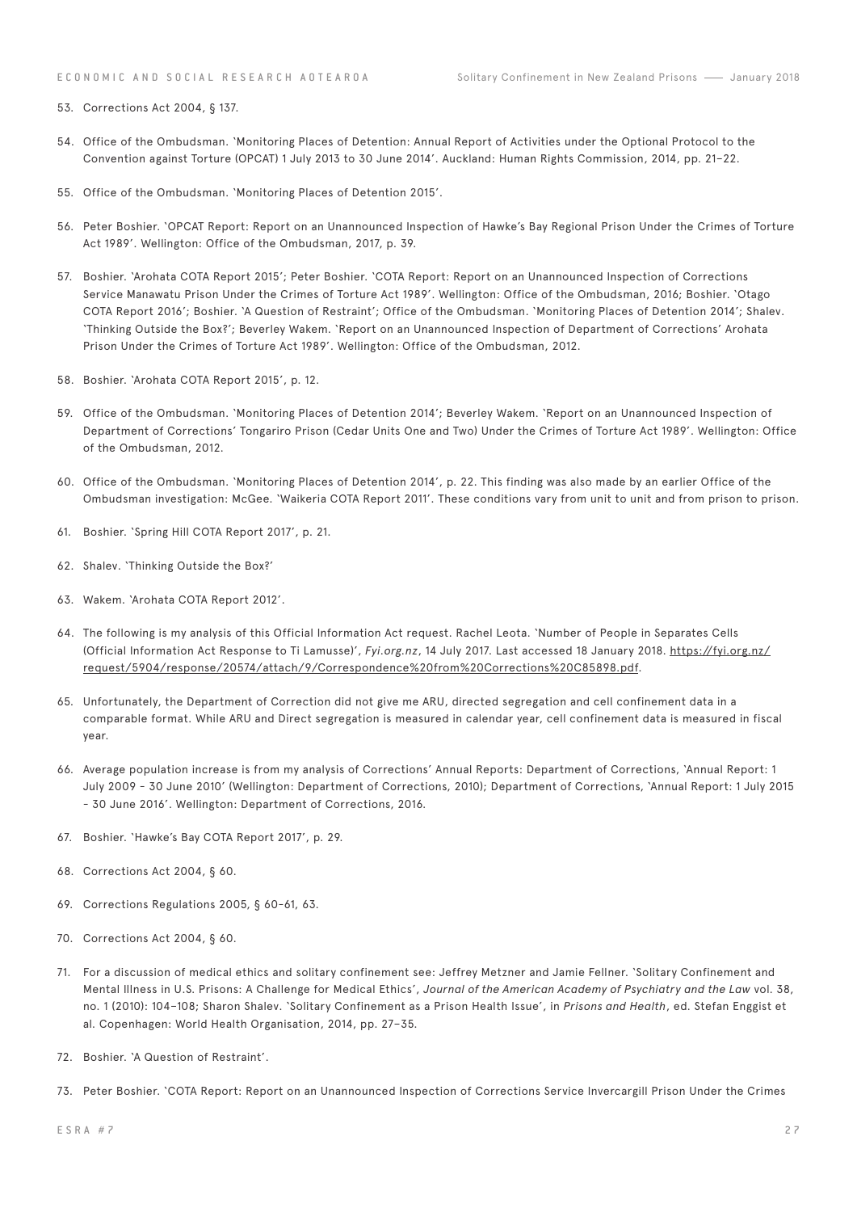53. Corrections Act 2004, § 137.

54. Office of the Ombudsman. 'Monitoring Places of Detention: Annual Report of Activities under the Optional Protocol to the Convention against Torture (OPCAT) 1 July 2013 to 30 June 2014'. Auckland: Human Rights Commission, 2014, pp. 21–22.

55. Office of the Ombudsman. 'Monitoring Places of Detention 2015'.

56. Peter Boshier. 'OPCAT Report: Report on an Unannounced Inspection of Hawke's Bay Regional Prison Under the Crimes of Torture Act 1989'. Wellington: Office of the Ombudsman, 2017, p. 39.

57. Boshier. 'Arohata COTA Report 2015'; Peter Boshier. 'COTA Report: Report on an Unannounced Inspection of Corrections Service Manawatu Prison Under the Crimes of Torture Act 1989'. Wellington: Office of the Ombudsman, 2016; Boshier. 'Otago COTA Report 2016'; Boshier. 'A Question of Restraint'; Office of the Ombudsman. 'Monitoring Places of Detention 2014'; Shalev. 'Thinking Outside the Box?'; Beverley Wakem. 'Report on an Unannounced Inspection of Department of Corrections' Arohata Prison Under the Crimes of Torture Act 1989'. Wellington: Office of the Ombudsman, 2012.

58. Boshier. 'Arohata COTA Report 2015', p. 12.

59. Office of the Ombudsman. 'Monitoring Places of Detention 2014'; Beverley Wakem. 'Report on an Unannounced Inspection of Department of Corrections' Tongariro Prison (Cedar Units One and Two) Under the Crimes of Torture Act 1989'. Wellington: Office of the Ombudsman, 2012.

60. Office of the Ombudsman. 'Monitoring Places of Detention 2014', p. 22. This finding was also made by an earlier Office of the Ombudsman investigation: McGee. 'Waikeria COTA Report 2011'. These conditions vary from unit to unit and from prison to prison.

61. Boshier. 'Spring Hill COTA Report 2017', p. 21.

62. Shalev. 'Thinking Outside the Box?'

63. Wakem. 'Arohata COTA Report 2012'.

64. The following is my analysis of this Official Information Act request. Rachel Leota. 'Number of People in Separates Cells (Official Information Act Response to Ti Lamusse)', *Fyi.org.nz*, 14 July 2017. Last accessed 18 January 2018. https://fyi.org.nz/request/5904/response/20574/attach/9/Correspondence%20from%20Corrections%20C85898.pdf.

65. Unfortunately, the Department of Correction did not give me ARU, directed segregation and cell confinement data in a comparable format. While ARU and Direct segregation is measured in calendar year, cell confinement data is measured in fiscal year.

66. Average population increase is from my analysis of Corrections' Annual Reports: Department of Corrections, 'Annual Report: 1 July 2009 - 30 June 2010' (Wellington: Department of Corrections, 2010); Department of Corrections, 'Annual Report: 1 July 2015 - 30 June 2016'. Wellington: Department of Corrections, 2016.

67. Boshier. 'Hawke's Bay COTA Report 2017', p. 29.

68. Corrections Act 2004, § 60.

69. Corrections Regulations 2005, § 60-61, 63.

70. Corrections Act 2004, § 60.

71. For a discussion of medical ethics and solitary confinement see: Jeffrey Metzner and Jamie Fellner. 'Solitary Confinement and Mental Illness in U.S. Prisons: A Challenge for Medical Ethics', *Journal of the American Academy of Psychiatry and the Law* vol. 38, no. 1 (2010): 104–108; Sharon Shalev. 'Solitary Confinement as a Prison Health Issue', in *Prisons and Health*, ed. Stefan Enggist et al. Copenhagen: World Health Organisation, 2014, pp. 27–35.

72. Boshier. 'A Question of Restraint'.

73. Peter Boshier. 'COTA Report: Report on an Unannounced Inspection of Corrections Service Invercargill Prison Under the Crimes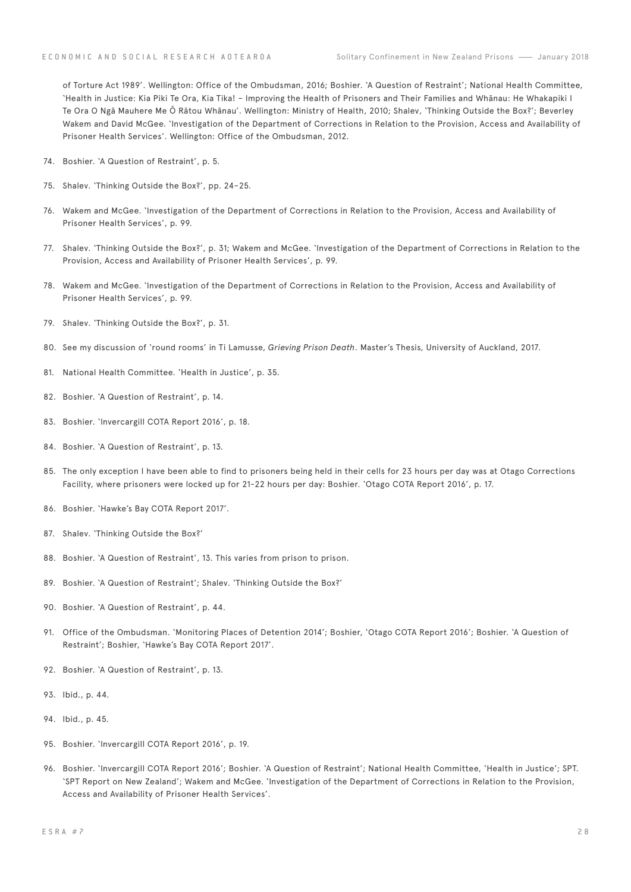of Torture Act 1989'. Wellington: Office of the Ombudsman, 2016; Boshier. 'A Question of Restraint'; National Health Committee, 'Health in Justice: Kia Piki Te Ora, Kia Tika! – Improving the Health of Prisoners and Their Families and Whānau: He Whakapiki I Te Ora O Ngā Mauhere Me Ō Rātou Whānau'. Wellington: Ministry of Health, 2010; Shalev, 'Thinking Outside the Box?'; Beverley Wakem and David McGee. 'Investigation of the Department of Corrections in Relation to the Provision, Access and Availability of Prisoner Health Services'. Wellington: Office of the Ombudsman, 2012.

74. Boshier. 'A Question of Restraint', p. 5.

75. Shalev. 'Thinking Outside the Box?', pp. 24–25.

76. Wakem and McGee. 'Investigation of the Department of Corrections in Relation to the Provision, Access and Availability of Prisoner Health Services', p. 99.

77. Shalev. 'Thinking Outside the Box?', p. 31; Wakem and McGee. 'Investigation of the Department of Corrections in Relation to the Provision, Access and Availability of Prisoner Health Services', p. 99.

78. Wakem and McGee. 'Investigation of the Department of Corrections in Relation to the Provision, Access and Availability of Prisoner Health Services', p. 99.

79. Shalev. 'Thinking Outside the Box?', p. 31.

80. See my discussion of 'round rooms' in Ti Lamusse, *Grieving Prison Death*. Master's Thesis, University of Auckland, 2017.

81. National Health Committee. 'Health in Justice', p. 35.

82. Boshier. 'A Question of Restraint', p. 14.

83. Boshier. 'Invercargill COTA Report 2016', p. 18.

84. Boshier. 'A Question of Restraint', p. 13.

85. The only exception I have been able to find to prisoners being held in their cells for 23 hours per day was at Otago Corrections Facility, where prisoners were locked up for 21-22 hours per day: Boshier. 'Otago COTA Report 2016', p. 17.

86. Boshier. 'Hawke's Bay COTA Report 2017'.

87. Shalev. 'Thinking Outside the Box?'

88. Boshier. 'A Question of Restraint', 13. This varies from prison to prison.

89. Boshier. 'A Question of Restraint'; Shalev. 'Thinking Outside the Box?'

90. Boshier. 'A Question of Restraint', p. 44.

91. Office of the Ombudsman. 'Monitoring Places of Detention 2014'; Boshier, 'Otago COTA Report 2016'; Boshier. 'A Question of Restraint'; Boshier, 'Hawke's Bay COTA Report 2017'.

92. Boshier. 'A Question of Restraint', p. 13.

93. Ibid., p. 44.

94. Ibid., p. 45.

95. Boshier. 'Invercargill COTA Report 2016', p. 19.

96. Boshier. 'Invercargill COTA Report 2016'; Boshier. 'A Question of Restraint'; National Health Committee, 'Health in Justice'; SPT. 'SPT Report on New Zealand'; Wakem and McGee. 'Investigation of the Department of Corrections in Relation to the Provision, Access and Availability of Prisoner Health Services'.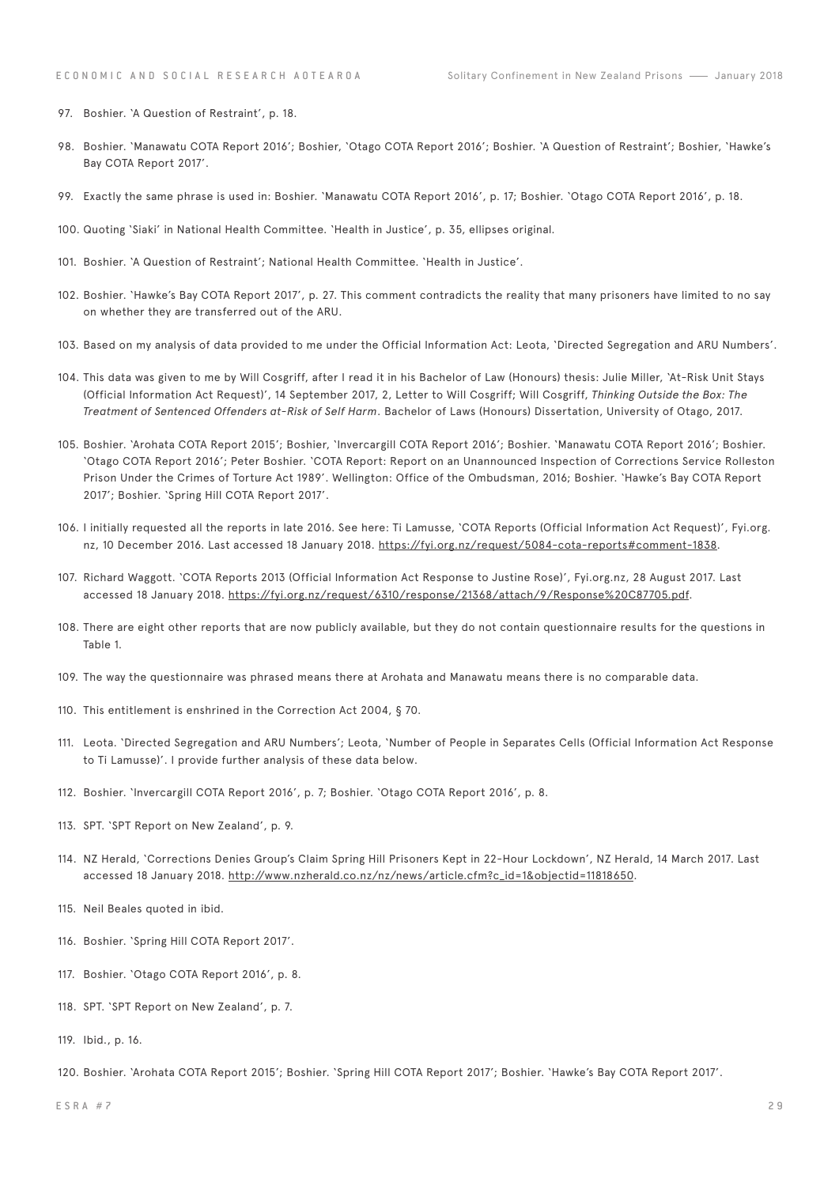97. Boshier. 'A Question of Restraint', p. 18.

98. Boshier. 'Manawatu COTA Report 2016'; Boshier, 'Otago COTA Report 2016'; Boshier. 'A Question of Restraint'; Boshier, 'Hawke's Bay COTA Report 2017'.

99. Exactly the same phrase is used in: Boshier. 'Manawatu COTA Report 2016', p. 17; Boshier. 'Otago COTA Report 2016', p. 18.

100. Quoting 'Siaki' in National Health Committee. 'Health in Justice', p. 35, ellipses original.

101. Boshier. 'A Question of Restraint'; National Health Committee. 'Health in Justice'.

102. Boshier. 'Hawke's Bay COTA Report 2017', p. 27. This comment contradicts the reality that many prisoners have limited to no say on whether they are transferred out of the ARU.

103. Based on my analysis of data provided to me under the Official Information Act: Leota, 'Directed Segregation and ARU Numbers'.

104. This data was given to me by Will Cosgriff, after I read it in his Bachelor of Law (Honours) thesis: Julie Miller, 'At-Risk Unit Stays (Official Information Act Request)', 14 September 2017, 2, Letter to Will Cosgriff; Will Cosgriff, *Thinking Outside the Box: The Treatment of Sentenced Offenders at-Risk of Self Harm*. Bachelor of Laws (Honours) Dissertation, University of Otago, 2017.

105. Boshier. 'Arohata COTA Report 2015'; Boshier, 'Invercargill COTA Report 2016'; Boshier. 'Manawatu COTA Report 2016'; Boshier. 'Otago COTA Report 2016'; Peter Boshier. 'COTA Report: Report on an Unannounced Inspection of Corrections Service Rolleston Prison Under the Crimes of Torture Act 1989'. Wellington: Office of the Ombudsman, 2016; Boshier. 'Hawke's Bay COTA Report 2017'; Boshier. 'Spring Hill COTA Report 2017'.

106. I initially requested all the reports in late 2016. See here: Ti Lamusse, 'COTA Reports (Official Information Act Request)', Fyi.org.nz, 10 December 2016. Last accessed 18 January 2018. https://fyi.org.nz/request/5084-cota-reports#comment-1838.

107. Richard Waggott. 'COTA Reports 2013 (Official Information Act Response to Justine Rose)', Fyi.org.nz, 28 August 2017. Last accessed 18 January 2018. https://fyi.org.nz/request/6310/response/21368/attach/9/Response%20C87705.pdf.

108. There are eight other reports that are now publicly available, but they do not contain questionnaire results for the questions in Table 1.

109. The way the questionnaire was phrased means there at Arohata and Manawatu means there is no comparable data.

110. This entitlement is enshrined in the Correction Act 2004, § 70.

111. Leota. 'Directed Segregation and ARU Numbers'; Leota, 'Number of People in Separates Cells (Official Information Act Response to Ti Lamusse)'. I provide further analysis of these data below.

112. Boshier. 'Invercargill COTA Report 2016', p. 7; Boshier. 'Otago COTA Report 2016', p. 8.

113. SPT. 'SPT Report on New Zealand', p. 9.

114. NZ Herald, 'Corrections Denies Group's Claim Spring Hill Prisoners Kept in 22-Hour Lockdown', NZ Herald, 14 March 2017. Last accessed 18 January 2018. http://www.nzherald.co.nz/nz/news/article.cfm?c_id=1&objectid=11818650.

115. Neil Beales quoted in ibid.

116. Boshier. 'Spring Hill COTA Report 2017'.

117. Boshier. 'Otago COTA Report 2016', p. 8.

118. SPT. 'SPT Report on New Zealand', p. 7.

119. Ibid., p. 16.

120. Boshier. 'Arohata COTA Report 2015'; Boshier. 'Spring Hill COTA Report 2017'; Boshier. 'Hawke's Bay COTA Report 2017'.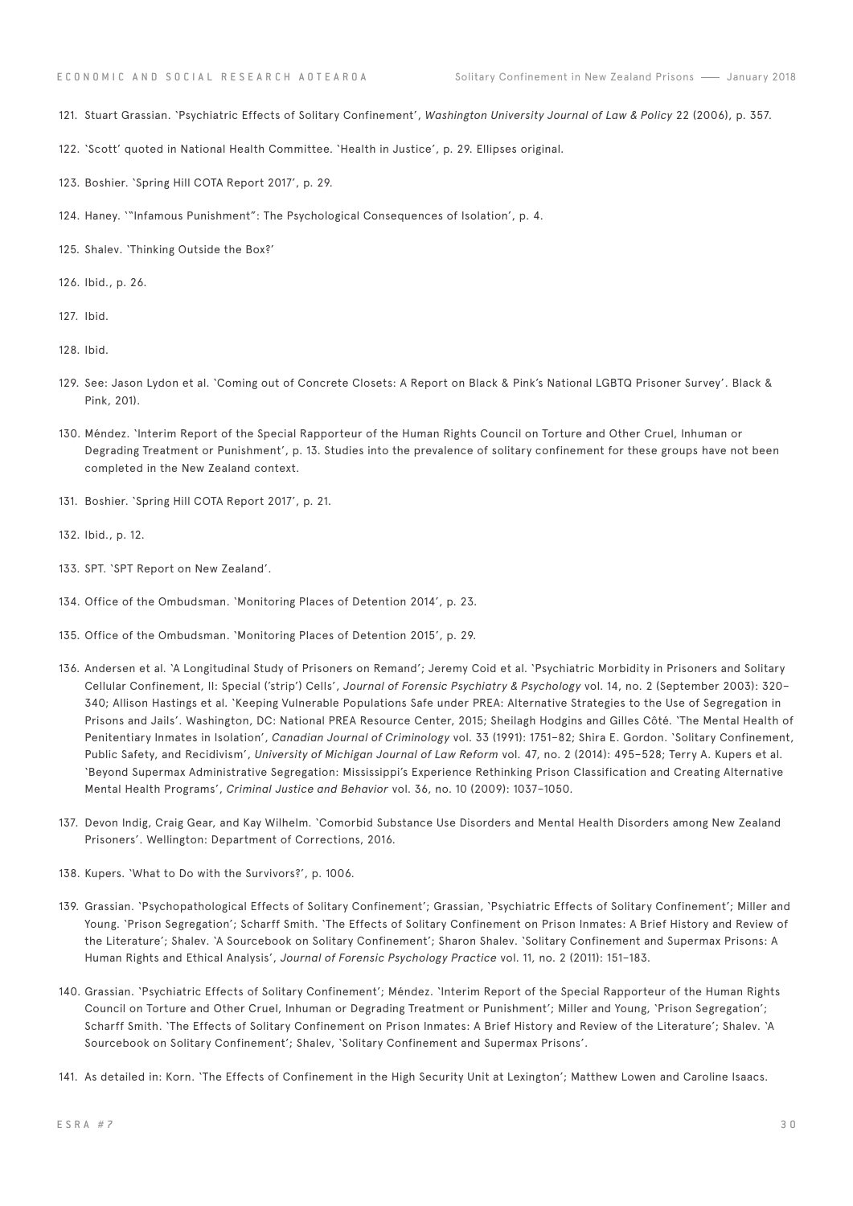121. Stuart Grassian. 'Psychiatric Effects of Solitary Confinement', *Washington University Journal of Law & Policy* 22 (2006), p. 357.

122. 'Scott' quoted in National Health Committee. 'Health in Justice', p. 29. Ellipses original.

123. Boshier. 'Spring Hill COTA Report 2017', p. 29.

124. Haney. '"Infamous Punishment": The Psychological Consequences of Isolation', p. 4.

125. Shalev. 'Thinking Outside the Box?'

126. Ibid., p. 26.

127. Ibid.

128. Ibid.

129. See: Jason Lydon et al. 'Coming out of Concrete Closets: A Report on Black & Pink's National LGBTQ Prisoner Survey'. Black & Pink, 201).

130. Méndez. 'Interim Report of the Special Rapporteur of the Human Rights Council on Torture and Other Cruel, Inhuman or Degrading Treatment or Punishment', p. 13. Studies into the prevalence of solitary confinement for these groups have not been completed in the New Zealand context.

131. Boshier. 'Spring Hill COTA Report 2017', p. 21.

132. Ibid., p. 12.

133. SPT. 'SPT Report on New Zealand'.

134. Office of the Ombudsman. 'Monitoring Places of Detention 2014', p. 23.

135. Office of the Ombudsman. 'Monitoring Places of Detention 2015', p. 29.

136. Andersen et al. 'A Longitudinal Study of Prisoners on Remand'; Jeremy Coid et al. 'Psychiatric Morbidity in Prisoners and Solitary Cellular Confinement, II: Special ('strip') Cells', *Journal of Forensic Psychiatry & Psychology* vol. 14, no. 2 (September 2003): 320–340; Allison Hastings et al. 'Keeping Vulnerable Populations Safe under PREA: Alternative Strategies to the Use of Segregation in Prisons and Jails'. Washington, DC: National PREA Resource Center, 2015; Sheilagh Hodgins and Gilles Côté. 'The Mental Health of Penitentiary Inmates in Isolation', *Canadian Journal of Criminology* vol. 33 (1991): 1751–82; Shira E. Gordon. 'Solitary Confinement, Public Safety, and Recidivism', *University of Michigan Journal of Law Reform* vol. 47, no. 2 (2014): 495–528; Terry A. Kupers et al. 'Beyond Supermax Administrative Segregation: Mississippi's Experience Rethinking Prison Classification and Creating Alternative Mental Health Programs', *Criminal Justice and Behavior* vol. 36, no. 10 (2009): 1037–1050.

137. Devon Indig, Craig Gear, and Kay Wilhelm. 'Comorbid Substance Use Disorders and Mental Health Disorders among New Zealand Prisoners'. Wellington: Department of Corrections, 2016.

138. Kupers. 'What to Do with the Survivors?', p. 1006.

139. Grassian. 'Psychopathological Effects of Solitary Confinement'; Grassian, 'Psychiatric Effects of Solitary Confinement'; Miller and Young. 'Prison Segregation'; Scharff Smith. 'The Effects of Solitary Confinement on Prison Inmates: A Brief History and Review of the Literature'; Shalev. 'A Sourcebook on Solitary Confinement'; Sharon Shalev. 'Solitary Confinement and Supermax Prisons: A Human Rights and Ethical Analysis', *Journal of Forensic Psychology Practice* vol. 11, no. 2 (2011): 151–183.

140. Grassian. 'Psychiatric Effects of Solitary Confinement'; Méndez. 'Interim Report of the Special Rapporteur of the Human Rights Council on Torture and Other Cruel, Inhuman or Degrading Treatment or Punishment'; Miller and Young, 'Prison Segregation'; Scharff Smith. 'The Effects of Solitary Confinement on Prison Inmates: A Brief History and Review of the Literature'; Shalev. 'A Sourcebook on Solitary Confinement'; Shalev, 'Solitary Confinement and Supermax Prisons'.

141. As detailed in: Korn. 'The Effects of Confinement in the High Security Unit at Lexington'; Matthew Lowen and Caroline Isaacs.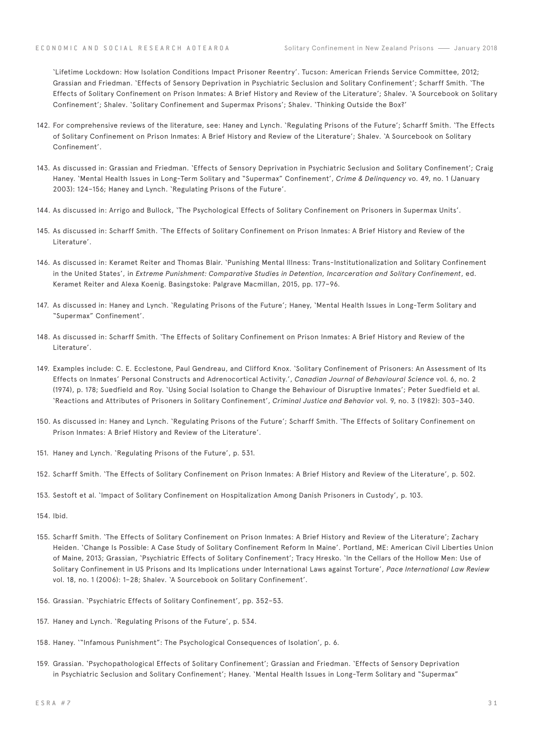'Lifetime Lockdown: How Isolation Conditions Impact Prisoner Reentry'. Tucson: American Friends Service Committee, 2012; Grassian and Friedman. 'Effects of Sensory Deprivation in Psychiatric Seclusion and Solitary Confinement'; Scharff Smith. 'The Effects of Solitary Confinement on Prison Inmates: A Brief History and Review of the Literature'; Shalev. 'A Sourcebook on Solitary Confinement'; Shalev. 'Solitary Confinement and Supermax Prisons'; Shalev. 'Thinking Outside the Box?'

142. For comprehensive reviews of the literature, see: Haney and Lynch. 'Regulating Prisons of the Future'; Scharff Smith. 'The Effects of Solitary Confinement on Prison Inmates: A Brief History and Review of the Literature'; Shalev. 'A Sourcebook on Solitary Confinement'.

143. As discussed in: Grassian and Friedman. 'Effects of Sensory Deprivation in Psychiatric Seclusion and Solitary Confinement'; Craig Haney. 'Mental Health Issues in Long-Term Solitary and "Supermax" Confinement', *Crime & Delinquency* vo. 49, no. 1 (January 2003): 124–156; Haney and Lynch. 'Regulating Prisons of the Future'.

144. As discussed in: Arrigo and Bullock, 'The Psychological Effects of Solitary Confinement on Prisoners in Supermax Units'.

145. As discussed in: Scharff Smith. 'The Effects of Solitary Confinement on Prison Inmates: A Brief History and Review of the Literature'.

146. As discussed in: Keramet Reiter and Thomas Blair. 'Punishing Mental Illness: Trans-Institutionalization and Solitary Confinement in the United States', in *Extreme Punishment: Comparative Studies in Detention, Incarceration and Solitary Confinement*, ed. Keramet Reiter and Alexa Koenig. Basingstoke: Palgrave Macmillan, 2015, pp. 177–96.

147. As discussed in: Haney and Lynch. 'Regulating Prisons of the Future'; Haney, 'Mental Health Issues in Long-Term Solitary and "Supermax" Confinement'.

148. As discussed in: Scharff Smith. 'The Effects of Solitary Confinement on Prison Inmates: A Brief History and Review of the Literature'.

149. Examples include: C. E. Ecclestone, Paul Gendreau, and Clifford Knox. 'Solitary Confinement of Prisoners: An Assessment of Its Effects on Inmates' Personal Constructs and Adrenocortical Activity.', *Canadian Journal of Behavioural Science* vol. 6, no. 2 (1974), p. 178; Suedfield and Roy. 'Using Social Isolation to Change the Behaviour of Disruptive Inmates'; Peter Suedfield et al. 'Reactions and Attributes of Prisoners in Solitary Confinement', *Criminal Justice and Behavior* vol. 9, no. 3 (1982): 303–340.

150. As discussed in: Haney and Lynch. 'Regulating Prisons of the Future'; Scharff Smith. 'The Effects of Solitary Confinement on Prison Inmates: A Brief History and Review of the Literature'.

151. Haney and Lynch. 'Regulating Prisons of the Future', p. 531.

152. Scharff Smith. 'The Effects of Solitary Confinement on Prison Inmates: A Brief History and Review of the Literature', p. 502.

153. Sestoft et al. 'Impact of Solitary Confinement on Hospitalization Among Danish Prisoners in Custody', p. 103.

154. Ibid.

155. Scharff Smith. 'The Effects of Solitary Confinement on Prison Inmates: A Brief History and Review of the Literature'; Zachary Heiden. 'Change Is Possible: A Case Study of Solitary Confinement Reform In Maine'. Portland, ME: American Civil Liberties Union of Maine, 2013; Grassian, 'Psychiatric Effects of Solitary Confinement'; Tracy Hresko. 'In the Cellars of the Hollow Men: Use of Solitary Confinement in US Prisons and Its Implications under International Laws against Torture', *Pace International Law Review* vol. 18, no. 1 (2006): 1–28; Shalev. 'A Sourcebook on Solitary Confinement'.

156. Grassian. 'Psychiatric Effects of Solitary Confinement', pp. 352–53.

157. Haney and Lynch. 'Regulating Prisons of the Future', p. 534.

158. Haney. '"Infamous Punishment": The Psychological Consequences of Isolation', p. 6.

159. Grassian. 'Psychopathological Effects of Solitary Confinement'; Grassian and Friedman. 'Effects of Sensory Deprivation in Psychiatric Seclusion and Solitary Confinement'; Haney. 'Mental Health Issues in Long-Term Solitary and "Supermax"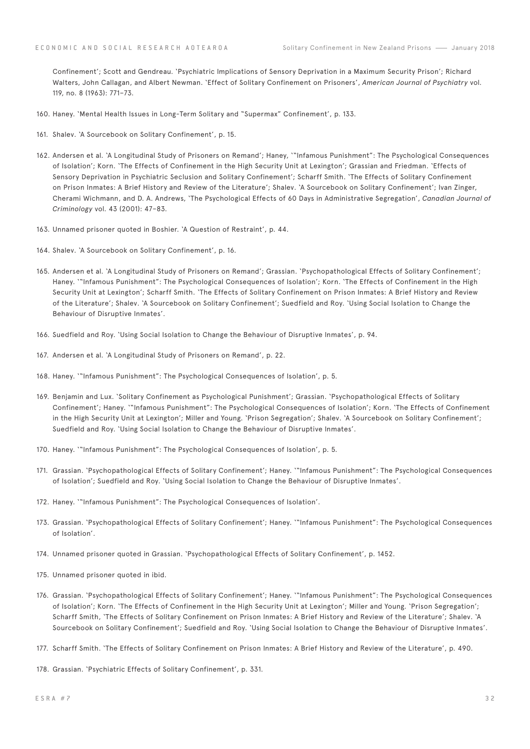Confinement'; Scott and Gendreau. 'Psychiatric Implications of Sensory Deprivation in a Maximum Security Prison'; Richard Walters, John Callagan, and Albert Newman. 'Effect of Solitary Confinement on Prisoners', *American Journal of Psychiatry* vol. 119, no. 8 (1963): 771–73.

160. Haney. 'Mental Health Issues in Long-Term Solitary and "Supermax" Confinement', p. 133.

161. Shalev. 'A Sourcebook on Solitary Confinement', p. 15.

162. Andersen et al. 'A Longitudinal Study of Prisoners on Remand'; Haney, '"Infamous Punishment": The Psychological Consequences of Isolation'; Korn. 'The Effects of Confinement in the High Security Unit at Lexington'; Grassian and Friedman. 'Effects of Sensory Deprivation in Psychiatric Seclusion and Solitary Confinement'; Scharff Smith. 'The Effects of Solitary Confinement on Prison Inmates: A Brief History and Review of the Literature'; Shalev. 'A Sourcebook on Solitary Confinement'; Ivan Zinger, Cherami Wichmann, and D. A. Andrews, 'The Psychological Effects of 60 Days in Administrative Segregation', *Canadian Journal of Criminology* vol. 43 (2001): 47–83.

163. Unnamed prisoner quoted in Boshier. 'A Question of Restraint', p. 44.

164. Shalev. 'A Sourcebook on Solitary Confinement', p. 16.

165. Andersen et al. 'A Longitudinal Study of Prisoners on Remand'; Grassian. 'Psychopathological Effects of Solitary Confinement'; Haney. '"Infamous Punishment": The Psychological Consequences of Isolation'; Korn. 'The Effects of Confinement in the High Security Unit at Lexington'; Scharff Smith. 'The Effects of Solitary Confinement on Prison Inmates: A Brief History and Review of the Literature'; Shalev. 'A Sourcebook on Solitary Confinement'; Suedfield and Roy. 'Using Social Isolation to Change the Behaviour of Disruptive Inmates'.

166. Suedfield and Roy. 'Using Social Isolation to Change the Behaviour of Disruptive Inmates', p. 94.

167. Andersen et al. 'A Longitudinal Study of Prisoners on Remand', p. 22.

168. Haney. '"Infamous Punishment": The Psychological Consequences of Isolation', p. 5.

169. Benjamin and Lux. 'Solitary Confinement as Psychological Punishment'; Grassian. 'Psychopathological Effects of Solitary Confinement'; Haney. '"Infamous Punishment": The Psychological Consequences of Isolation'; Korn. 'The Effects of Confinement in the High Security Unit at Lexington'; Miller and Young. 'Prison Segregation'; Shalev. 'A Sourcebook on Solitary Confinement'; Suedfield and Roy. 'Using Social Isolation to Change the Behaviour of Disruptive Inmates'.

170. Haney. '"Infamous Punishment": The Psychological Consequences of Isolation', p. 5.

171. Grassian. 'Psychopathological Effects of Solitary Confinement'; Haney. '"Infamous Punishment": The Psychological Consequences of Isolation'; Suedfield and Roy. 'Using Social Isolation to Change the Behaviour of Disruptive Inmates'.

172. Haney. '"Infamous Punishment": The Psychological Consequences of Isolation'.

173. Grassian. 'Psychopathological Effects of Solitary Confinement'; Haney. '"Infamous Punishment": The Psychological Consequences of Isolation'.

174. Unnamed prisoner quoted in Grassian. 'Psychopathological Effects of Solitary Confinement', p. 1452.

175. Unnamed prisoner quoted in ibid.

176. Grassian. 'Psychopathological Effects of Solitary Confinement'; Haney. '"Infamous Punishment": The Psychological Consequences of Isolation'; Korn. 'The Effects of Confinement in the High Security Unit at Lexington'; Miller and Young. 'Prison Segregation'; Scharff Smith, 'The Effects of Solitary Confinement on Prison Inmates: A Brief History and Review of the Literature'; Shalev. 'A Sourcebook on Solitary Confinement'; Suedfield and Roy. 'Using Social Isolation to Change the Behaviour of Disruptive Inmates'.

177. Scharff Smith. 'The Effects of Solitary Confinement on Prison Inmates: A Brief History and Review of the Literature', p. 490.

178. Grassian. 'Psychiatric Effects of Solitary Confinement', p. 331.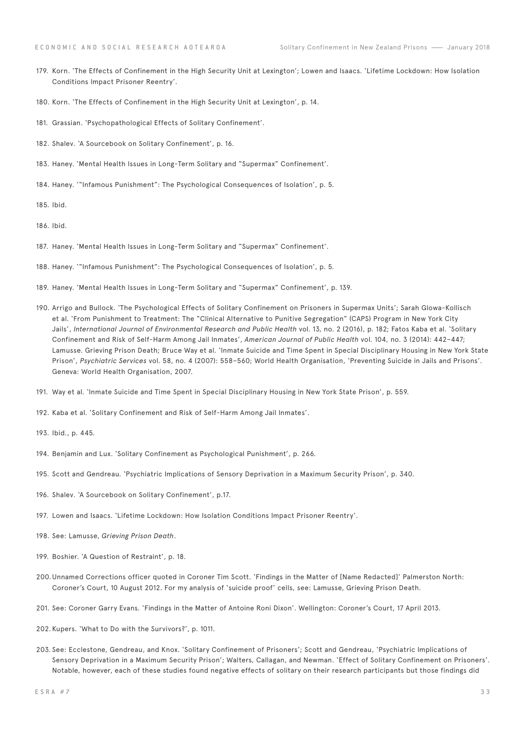179. Korn. `The Effects of Confinement in the High Security Unit at Lexington'; Lowen and Isaacs. `Lifetime Lockdown: How Isolation Conditions Impact Prisoner Reentry'.

180. Korn. `The Effects of Confinement in the High Security Unit at Lexington', p. 14.

181. Grassian. `Psychopathological Effects of Solitary Confinement'.

182. Shalev. `A Sourcebook on Solitary Confinement', p. 16.

183. Haney. `Mental Health Issues in Long-Term Solitary and "Supermax" Confinement'.

184. Haney. `"Infamous Punishment": The Psychological Consequences of Isolation', p. 5.

185. Ibid.

186. Ibid.

187. Haney. `Mental Health Issues in Long-Term Solitary and "Supermax" Confinement'.

188. Haney. `"Infamous Punishment": The Psychological Consequences of Isolation', p. 5.

189. Haney. `Mental Health Issues in Long-Term Solitary and "Supermax" Confinement', p. 139.

190. Arrigo and Bullock. `The Psychological Effects of Solitary Confinement on Prisoners in Supermax Units'; Sarah Glowa-Kollisch et al. `From Punishment to Treatment: The "Clinical Alternative to Punitive Segregation" (CAPS) Program in New York City Jails', *International Journal of Environmental Research and Public Health* vol. 13, no. 2 (2016), p. 182; Fatos Kaba et al. `Solitary Confinement and Risk of Self-Harm Among Jail Inmates', *American Journal of Public Health* vol. 104, no. 3 (2014): 442–447; Lamusse. Grieving Prison Death; Bruce Way et al. `Inmate Suicide and Time Spent in Special Disciplinary Housing in New York State Prison', *Psychiatric Services* vol. 58, no. 4 (2007): 558–560; World Health Organisation, `Preventing Suicide in Jails and Prisons'. Geneva: World Health Organisation, 2007.

191. Way et al. `Inmate Suicide and Time Spent in Special Disciplinary Housing in New York State Prison', p. 559.

192. Kaba et al. `Solitary Confinement and Risk of Self-Harm Among Jail Inmates'.

193. Ibid., p. 445.

194. Benjamin and Lux. `Solitary Confinement as Psychological Punishment', p. 266.

195. Scott and Gendreau. `Psychiatric Implications of Sensory Deprivation in a Maximum Security Prison', p. 340.

196. Shalev. `A Sourcebook on Solitary Confinement', p.17.

197. Lowen and Isaacs. `Lifetime Lockdown: How Isolation Conditions Impact Prisoner Reentry'.

198. See: Lamusse, *Grieving Prison Death*.

199. Boshier. `A Question of Restraint', p. 18.

200. Unnamed Corrections officer quoted in Coroner Tim Scott. `Findings in the Matter of [Name Redacted]' Palmerston North: Coroner's Court, 10 August 2012. For my analysis of `suicide proof' cells, see: Lamusse, Grieving Prison Death.

201. See: Coroner Garry Evans. `Findings in the Matter of Antoine Roni Dixon'. Wellington: Coroner's Court, 17 April 2013.

202. Kupers. `What to Do with the Survivors?', p. 1011.

203. See: Ecclestone, Gendreau, and Knox. `Solitary Confinement of Prisoners'; Scott and Gendreau, `Psychiatric Implications of Sensory Deprivation in a Maximum Security Prison'; Walters, Callagan, and Newman. `Effect of Solitary Confinement on Prisoners'. Notable, however, each of these studies found negative effects of solitary on their research participants but those findings did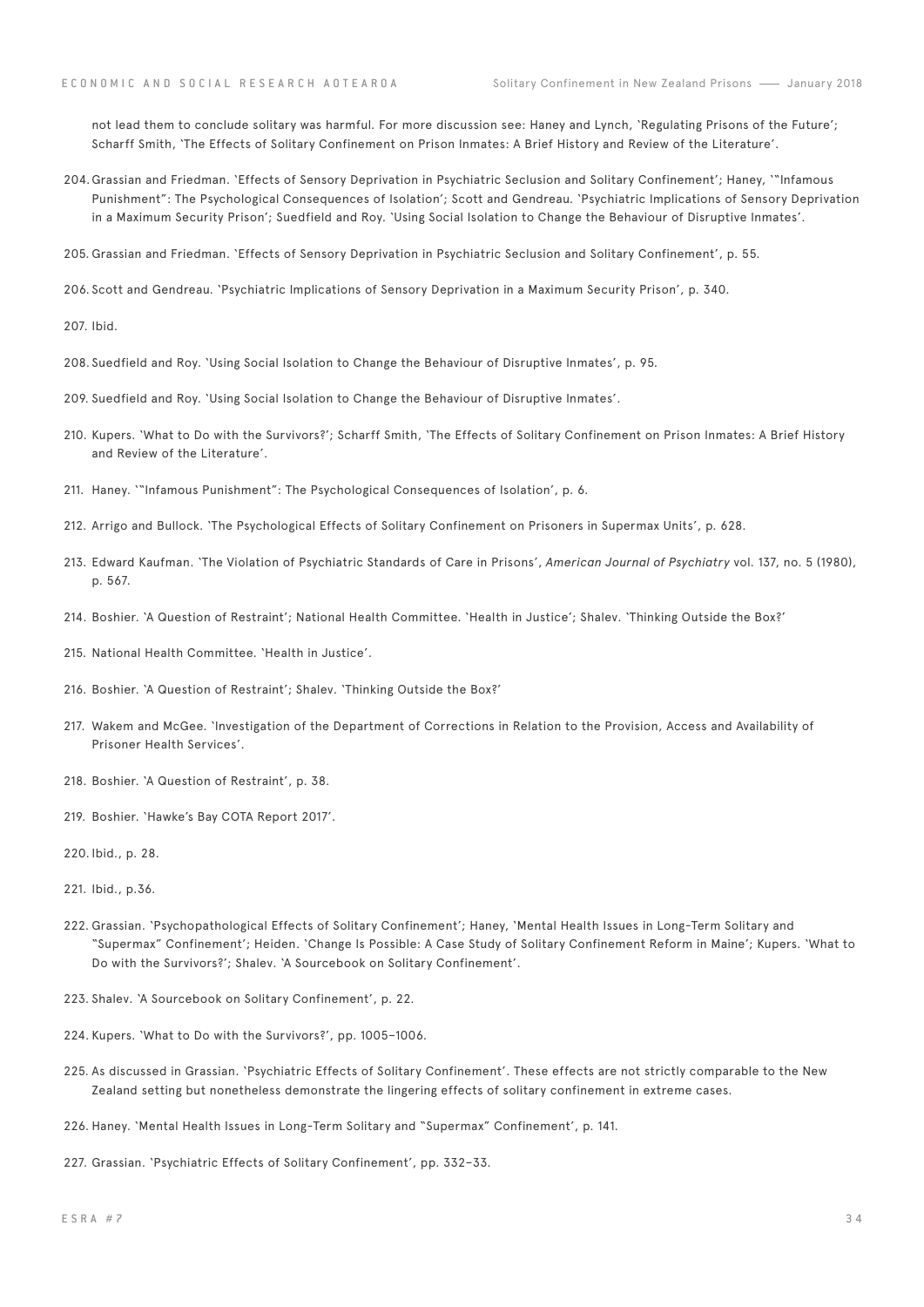not lead them to conclude solitary was harmful. For more discussion see: Haney and Lynch, 'Regulating Prisons of the Future'; Scharff Smith, 'The Effects of Solitary Confinement on Prison Inmates: A Brief History and Review of the Literature'.

204. Grassian and Friedman. 'Effects of Sensory Deprivation in Psychiatric Seclusion and Solitary Confinement'; Haney, '"Infamous Punishment": The Psychological Consequences of Isolation'; Scott and Gendreau. 'Psychiatric Implications of Sensory Deprivation in a Maximum Security Prison'; Suedfield and Roy. 'Using Social Isolation to Change the Behaviour of Disruptive Inmates'.

205. Grassian and Friedman. 'Effects of Sensory Deprivation in Psychiatric Seclusion and Solitary Confinement', p. 55.

206. Scott and Gendreau. 'Psychiatric Implications of Sensory Deprivation in a Maximum Security Prison', p. 340.

207. Ibid.

208. Suedfield and Roy. 'Using Social Isolation to Change the Behaviour of Disruptive Inmates', p. 95.

209. Suedfield and Roy. 'Using Social Isolation to Change the Behaviour of Disruptive Inmates'.

210. Kupers. 'What to Do with the Survivors?'; Scharff Smith, 'The Effects of Solitary Confinement on Prison Inmates: A Brief History and Review of the Literature'.

211. Haney. '"Infamous Punishment": The Psychological Consequences of Isolation', p. 6.

212. Arrigo and Bullock. 'The Psychological Effects of Solitary Confinement on Prisoners in Supermax Units', p. 628.

213. Edward Kaufman. 'The Violation of Psychiatric Standards of Care in Prisons', *American Journal of Psychiatry* vol. 137, no. 5 (1980), p. 567.

214. Boshier. 'A Question of Restraint'; National Health Committee. 'Health in Justice'; Shalev. 'Thinking Outside the Box?'

215. National Health Committee. 'Health in Justice'.

216. Boshier. 'A Question of Restraint'; Shalev. 'Thinking Outside the Box?'

217. Wakem and McGee. 'Investigation of the Department of Corrections in Relation to the Provision, Access and Availability of Prisoner Health Services'.

218. Boshier. 'A Question of Restraint', p. 38.

219. Boshier. 'Hawke's Bay COTA Report 2017'.

220. Ibid., p. 28.

221. Ibid., p.36.

222. Grassian. 'Psychopathological Effects of Solitary Confinement'; Haney, 'Mental Health Issues in Long-Term Solitary and "Supermax" Confinement'; Heiden. 'Change Is Possible: A Case Study of Solitary Confinement Reform in Maine'; Kupers. 'What to Do with the Survivors?'; Shalev. 'A Sourcebook on Solitary Confinement'.

223. Shalev. 'A Sourcebook on Solitary Confinement', p. 22.

224. Kupers. 'What to Do with the Survivors?', pp. 1005–1006.

225. As discussed in Grassian. 'Psychiatric Effects of Solitary Confinement'. These effects are not strictly comparable to the New Zealand setting but nonetheless demonstrate the lingering effects of solitary confinement in extreme cases.

226. Haney. 'Mental Health Issues in Long-Term Solitary and "Supermax" Confinement', p. 141.

227. Grassian. 'Psychiatric Effects of Solitary Confinement', pp. 332–33.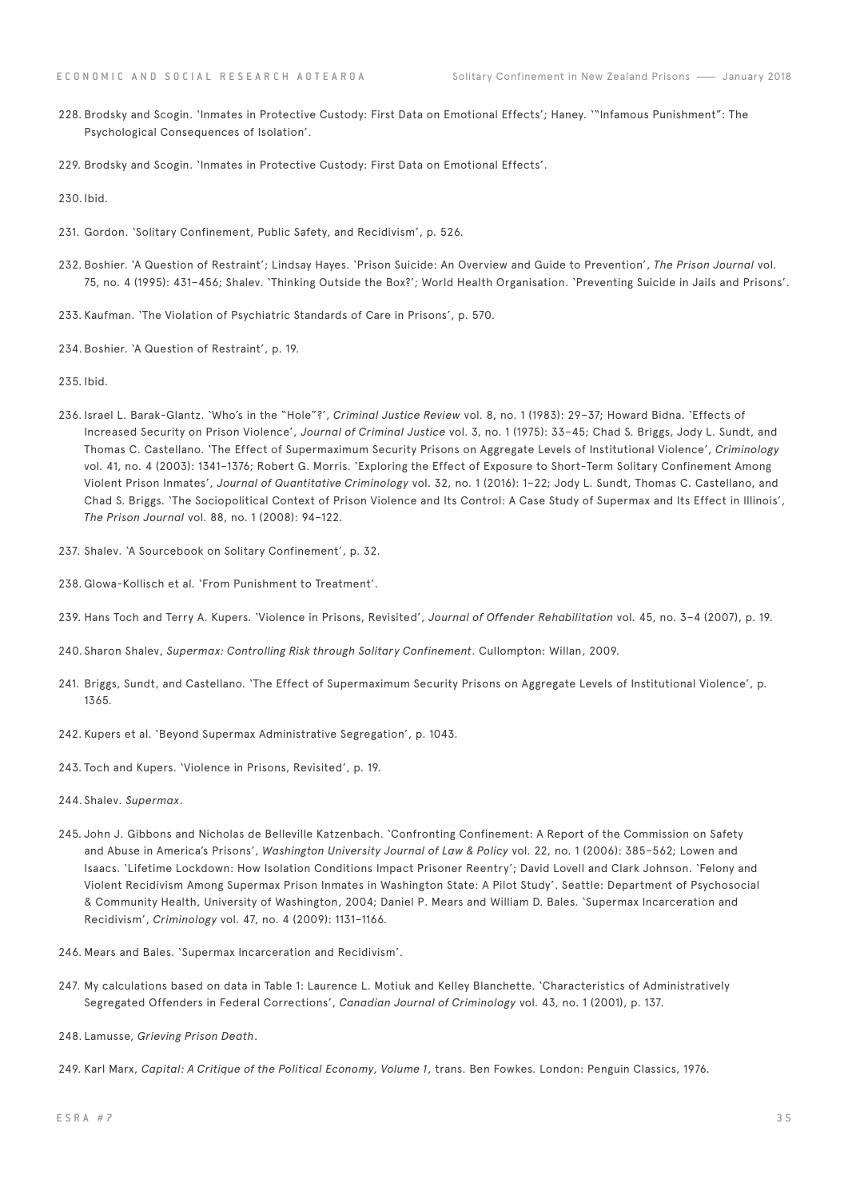228. Brodsky and Scogin. `Inmates in Protective Custody: First Data on Emotional Effects'; Haney. `"Infamous Punishment": The Psychological Consequences of Isolation'.

229. Brodsky and Scogin. `Inmates in Protective Custody: First Data on Emotional Effects'.

230. Ibid.

231. Gordon. `Solitary Confinement, Public Safety, and Recidivism', p. 526.

232. Boshier. `A Question of Restraint'; Lindsay Hayes. `Prison Suicide: An Overview and Guide to Prevention', *The Prison Journal* vol. 75, no. 4 (1995): 431–456; Shalev. `Thinking Outside the Box?'; World Health Organisation. `Preventing Suicide in Jails and Prisons'.

233. Kaufman. `The Violation of Psychiatric Standards of Care in Prisons', p. 570.

234. Boshier. `A Question of Restraint', p. 19.

235. Ibid.

236. Israel L. Barak-Glantz. `Who's in the "Hole"?', *Criminal Justice Review* vol. 8, no. 1 (1983): 29–37; Howard Bidna. `Effects of Increased Security on Prison Violence', *Journal of Criminal Justice* vol. 3, no. 1 (1975): 33–45; Chad S. Briggs, Jody L. Sundt, and Thomas C. Castellano. `The Effect of Supermaximum Security Prisons on Aggregate Levels of Institutional Violence', *Criminology* vol. 41, no. 4 (2003): 1341–1376; Robert G. Morris. `Exploring the Effect of Exposure to Short-Term Solitary Confinement Among Violent Prison Inmates', *Journal of Quantitative Criminology* vol. 32, no. 1 (2016): 1–22; Jody L. Sundt, Thomas C. Castellano, and Chad S. Briggs. `The Sociopolitical Context of Prison Violence and Its Control: A Case Study of Supermax and Its Effect in Illinois', *The Prison Journal* vol. 88, no. 1 (2008): 94–122.

237. Shalev. `A Sourcebook on Solitary Confinement', p. 32.

238. Glowa-Kollisch et al. `From Punishment to Treatment'.

239. Hans Toch and Terry A. Kupers. `Violence in Prisons, Revisited', *Journal of Offender Rehabilitation* vol. 45, no. 3–4 (2007), p. 19.

240. Sharon Shalev, *Supermax: Controlling Risk through Solitary Confinement*. Cullompton: Willan, 2009.

241. Briggs, Sundt, and Castellano. `The Effect of Supermaximum Security Prisons on Aggregate Levels of Institutional Violence', p. 1365.

242. Kupers et al. `Beyond Supermax Administrative Segregation', p. 1043.

243. Toch and Kupers. `Violence in Prisons, Revisited', p. 19.

244. Shalev. *Supermax*.

245. John J. Gibbons and Nicholas de Belleville Katzenbach. `Confronting Confinement: A Report of the Commission on Safety and Abuse in America's Prisons', *Washington University Journal of Law & Policy* vol. 22, no. 1 (2006): 385–562; Lowen and Isaacs. `Lifetime Lockdown: How Isolation Conditions Impact Prisoner Reentry'; David Lovell and Clark Johnson. `Felony and Violent Recidivism Among Supermax Prison Inmates in Washington State: A Pilot Study'. Seattle: Department of Psychosocial & Community Health, University of Washington, 2004; Daniel P. Mears and William D. Bales. `Supermax Incarceration and Recidivism', *Criminology* vol. 47, no. 4 (2009): 1131–1166.

246. Mears and Bales. `Supermax Incarceration and Recidivism'.

247. My calculations based on data in Table 1: Laurence L. Motiuk and Kelley Blanchette. `Characteristics of Administratively Segregated Offenders in Federal Corrections', *Canadian Journal of Criminology* vol. 43, no. 1 (2001), p. 137.

248. Lamusse, *Grieving Prison Death*.

249. Karl Marx, *Capital: A Critique of the Political Economy, Volume 1*, trans. Ben Fowkes. London: Penguin Classics, 1976.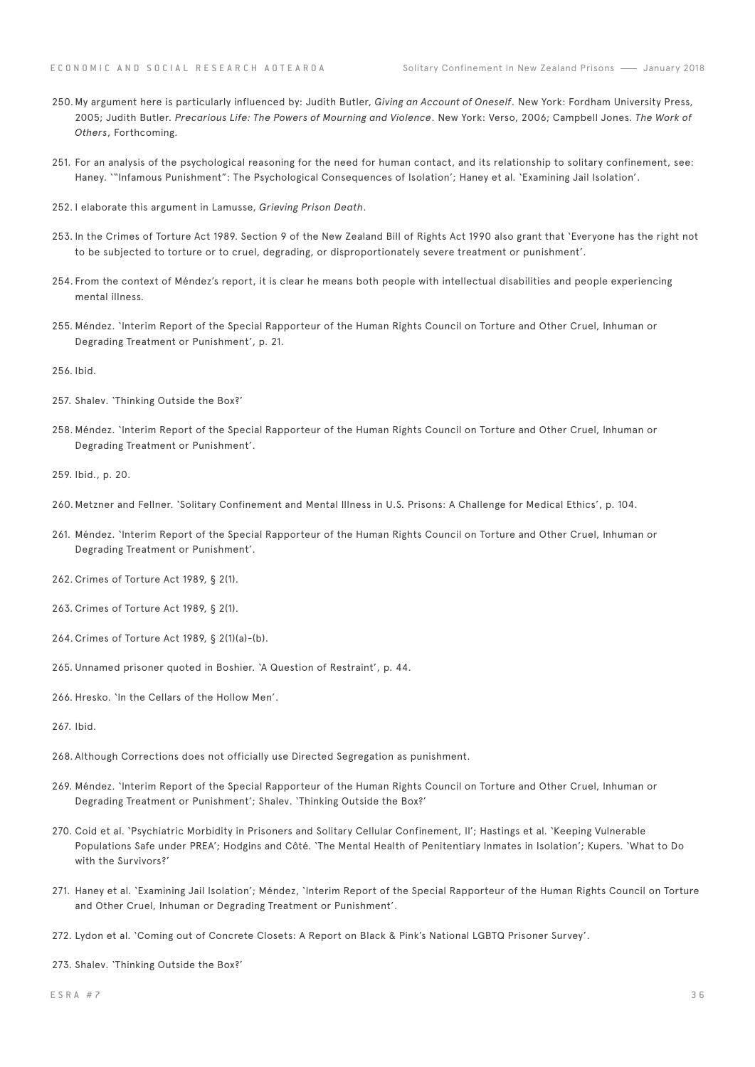250. My argument here is particularly influenced by: Judith Butler, *Giving an Account of Oneself*. New York: Fordham University Press, 2005; Judith Butler. *Precarious Life: The Powers of Mourning and Violence*. New York: Verso, 2006; Campbell Jones. *The Work of Others*, Forthcoming.

251. For an analysis of the psychological reasoning for the need for human contact, and its relationship to solitary confinement, see: Haney. '"Infamous Punishment": The Psychological Consequences of Isolation'; Haney et al. 'Examining Jail Isolation'.

252. I elaborate this argument in Lamusse, *Grieving Prison Death*.

253. In the Crimes of Torture Act 1989. Section 9 of the New Zealand Bill of Rights Act 1990 also grant that 'Everyone has the right not to be subjected to torture or to cruel, degrading, or disproportionately severe treatment or punishment'.

254. From the context of Méndez's report, it is clear he means both people with intellectual disabilities and people experiencing mental illness.

255. Méndez. 'Interim Report of the Special Rapporteur of the Human Rights Council on Torture and Other Cruel, Inhuman or Degrading Treatment or Punishment', p. 21.

256. Ibid.

257. Shalev. 'Thinking Outside the Box?'

258. Méndez. 'Interim Report of the Special Rapporteur of the Human Rights Council on Torture and Other Cruel, Inhuman or Degrading Treatment or Punishment'.

259. Ibid., p. 20.

260. Metzner and Fellner. 'Solitary Confinement and Mental Illness in U.S. Prisons: A Challenge for Medical Ethics', p. 104.

261. Méndez. 'Interim Report of the Special Rapporteur of the Human Rights Council on Torture and Other Cruel, Inhuman or Degrading Treatment or Punishment'.

262. Crimes of Torture Act 1989, § 2(1).

263. Crimes of Torture Act 1989, § 2(1).

264. Crimes of Torture Act 1989, § 2(1)(a)-(b).

265. Unnamed prisoner quoted in Boshier. 'A Question of Restraint', p. 44.

266. Hresko. 'In the Cellars of the Hollow Men'.

267. Ibid.

268. Although Corrections does not officially use Directed Segregation as punishment.

269. Méndez. 'Interim Report of the Special Rapporteur of the Human Rights Council on Torture and Other Cruel, Inhuman or Degrading Treatment or Punishment'; Shalev. 'Thinking Outside the Box?'

270. Coid et al. 'Psychiatric Morbidity in Prisoners and Solitary Cellular Confinement, II'; Hastings et al. 'Keeping Vulnerable Populations Safe under PREA'; Hodgins and Côté. 'The Mental Health of Penitentiary Inmates in Isolation'; Kupers. 'What to Do with the Survivors?'

271. Haney et al. 'Examining Jail Isolation'; Méndez, 'Interim Report of the Special Rapporteur of the Human Rights Council on Torture and Other Cruel, Inhuman or Degrading Treatment or Punishment'.

272. Lydon et al. 'Coming out of Concrete Closets: A Report on Black & Pink's National LGBTQ Prisoner Survey'.

273. Shalev. 'Thinking Outside the Box?'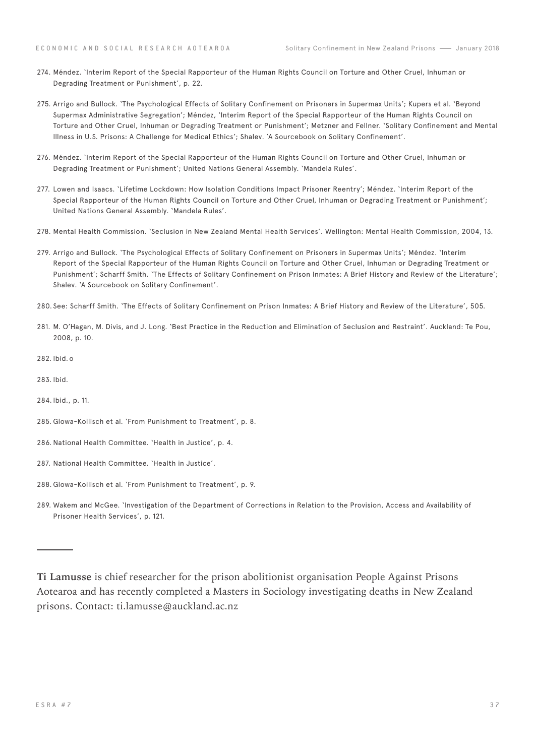274. Méndez. 'Interim Report of the Special Rapporteur of the Human Rights Council on Torture and Other Cruel, Inhuman or Degrading Treatment or Punishment', p. 22.

275. Arrigo and Bullock. 'The Psychological Effects of Solitary Confinement on Prisoners in Supermax Units'; Kupers et al. 'Beyond Supermax Administrative Segregation'; Méndez, 'Interim Report of the Special Rapporteur of the Human Rights Council on Torture and Other Cruel, Inhuman or Degrading Treatment or Punishment'; Metzner and Fellner. 'Solitary Confinement and Mental Illness in U.S. Prisons: A Challenge for Medical Ethics'; Shalev. 'A Sourcebook on Solitary Confinement'.

276. Méndez. 'Interim Report of the Special Rapporteur of the Human Rights Council on Torture and Other Cruel, Inhuman or Degrading Treatment or Punishment'; United Nations General Assembly. 'Mandela Rules'.

277. Lowen and Isaacs. 'Lifetime Lockdown: How Isolation Conditions Impact Prisoner Reentry'; Méndez. 'Interim Report of the Special Rapporteur of the Human Rights Council on Torture and Other Cruel, Inhuman or Degrading Treatment or Punishment'; United Nations General Assembly. 'Mandela Rules'.

278. Mental Health Commission. 'Seclusion in New Zealand Mental Health Services'. Wellington: Mental Health Commission, 2004, 13.

279. Arrigo and Bullock. 'The Psychological Effects of Solitary Confinement on Prisoners in Supermax Units'; Méndez. 'Interim Report of the Special Rapporteur of the Human Rights Council on Torture and Other Cruel, Inhuman or Degrading Treatment or Punishment'; Scharff Smith. 'The Effects of Solitary Confinement on Prison Inmates: A Brief History and Review of the Literature'; Shalev. 'A Sourcebook on Solitary Confinement'.

280. See: Scharff Smith. 'The Effects of Solitary Confinement on Prison Inmates: A Brief History and Review of the Literature', 505.

281. M. O'Hagan, M. Divis, and J. Long. 'Best Practice in the Reduction and Elimination of Seclusion and Restraint'. Auckland: Te Pou, 2008, p. 10.

282. Ibid. o

283. Ibid.

284. Ibid., p. 11.

285. Glowa-Kollisch et al. 'From Punishment to Treatment', p. 8.

286. National Health Committee. 'Health in Justice', p. 4.

287. National Health Committee. 'Health in Justice'.

288. Glowa-Kollisch et al. 'From Punishment to Treatment', p. 9.

289. Wakem and McGee. 'Investigation of the Department of Corrections in Relation to the Provision, Access and Availability of Prisoner Health Services', p. 121.

---

**Ti Lamusse** is chief researcher for the prison abolitionist organisation People Against Prisons Aotearoa and has recently completed a Masters in Sociology investigating deaths in New Zealand prisons. Contact: ti.lamusse@auckland.ac.nz